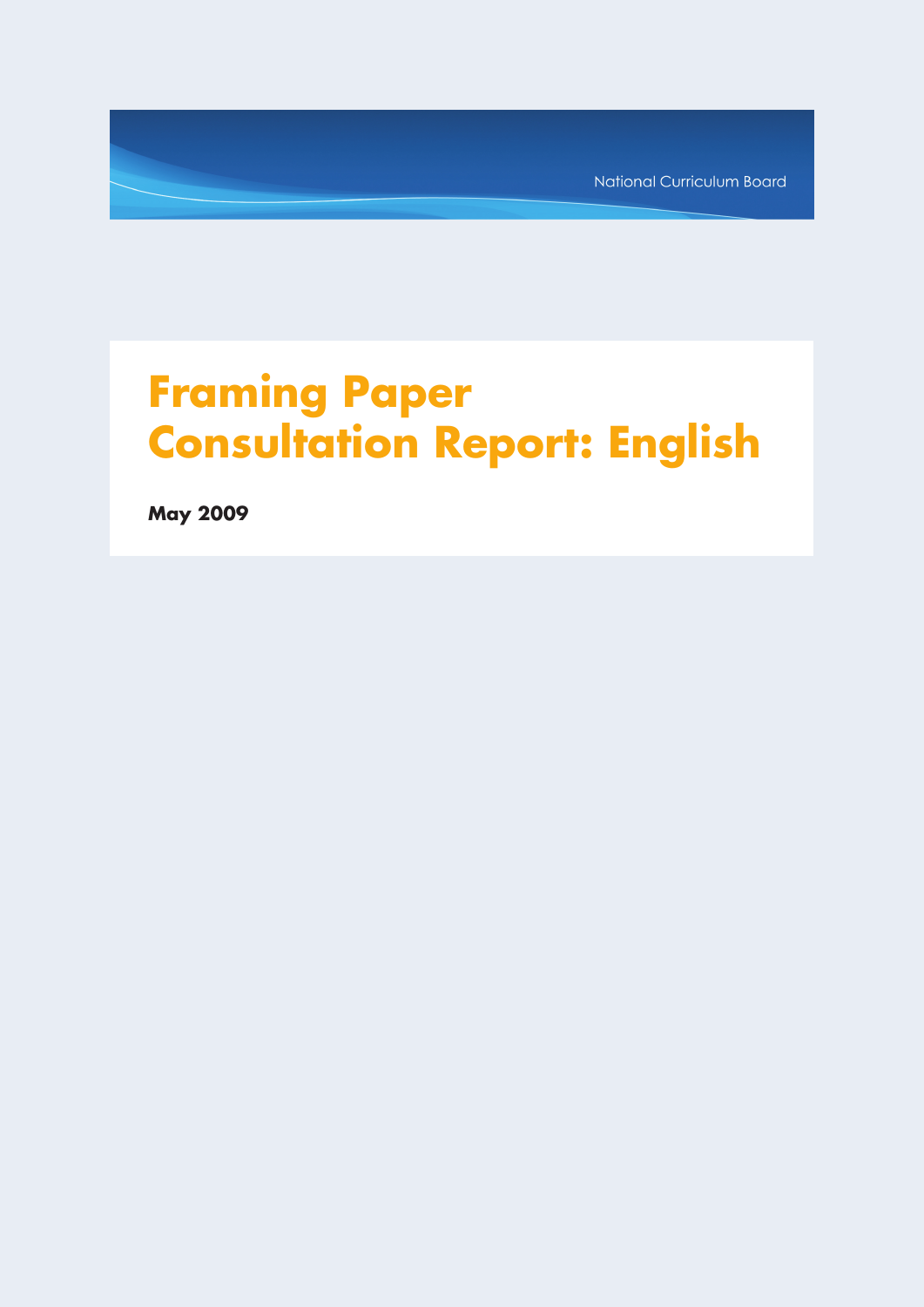National Curriculum Board

# Framing Paper Consultation Report: English

**May 2009**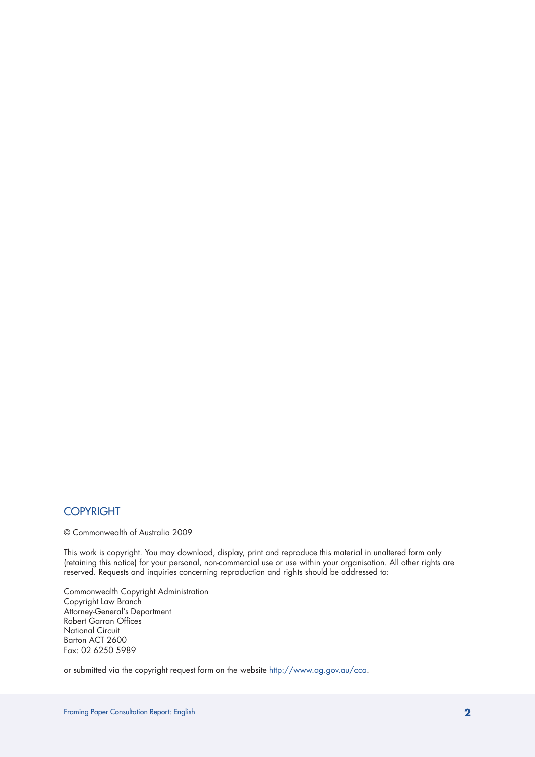## COPYRIGHT

© Commonwealth of Australia 2009

This work is copyright. You may download, display, print and reproduce this material in unaltered form only (retaining this notice) for your personal, non-commercial use or use within your organisation. All other rights are reserved. Requests and inquiries concerning reproduction and rights should be addressed to:

Commonwealth Copyright Administration
Copyright Law Branch
Attorney-General's Department
Robert Garran Offices
National Circuit
Barton ACT 2600
Fax: 02 6250 5989

or submitted via the copyright request form on the website http://www.ag.gov.au/cca.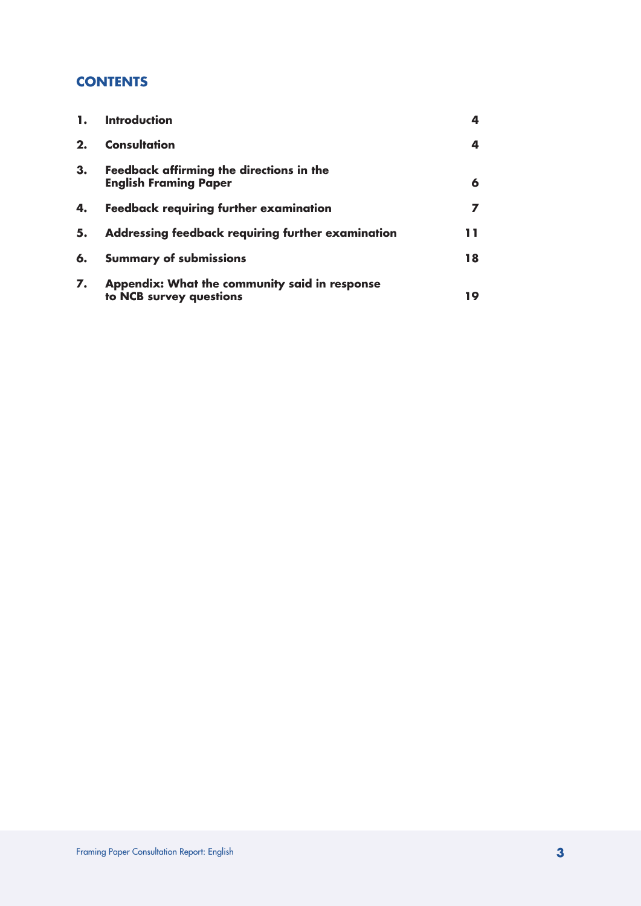## CONTENTS

| | | |
|---|---|---|
| **1.** | **Introduction** | **4** |
| **2.** | **Consultation** | **4** |
| **3.** | **Feedback affirming the directions in the English Framing Paper** | **6** |
| **4.** | **Feedback requiring further examination** | **7** |
| **5.** | **Addressing feedback requiring further examination** | **11** |
| **6.** | **Summary of submissions** | **18** |
| **7.** | **Appendix: What the community said in response to NCB survey questions** | **19** |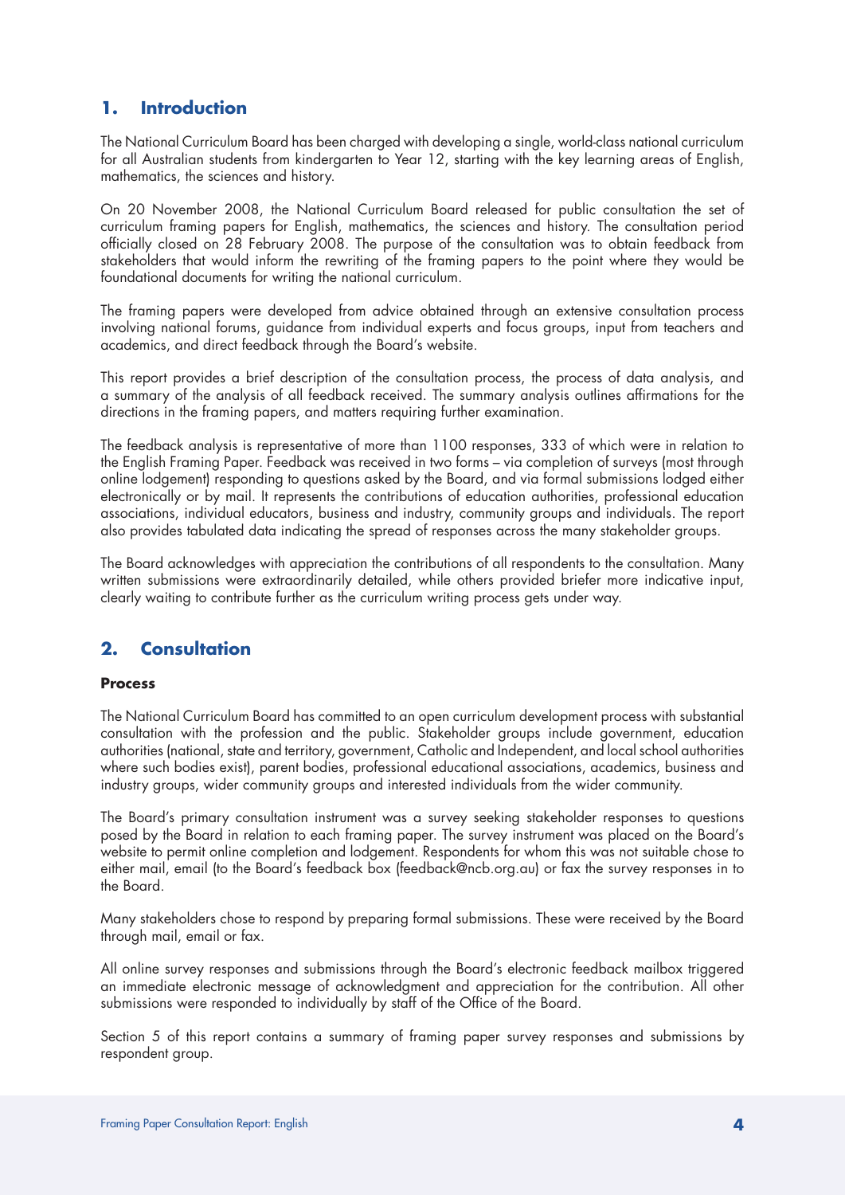## 1. Introduction

The National Curriculum Board has been charged with developing a single, world-class national curriculum for all Australian students from kindergarten to Year 12, starting with the key learning areas of English, mathematics, the sciences and history.

On 20 November 2008, the National Curriculum Board released for public consultation the set of curriculum framing papers for English, mathematics, the sciences and history. The consultation period officially closed on 28 February 2008. The purpose of the consultation was to obtain feedback from stakeholders that would inform the rewriting of the framing papers to the point where they would be foundational documents for writing the national curriculum.

The framing papers were developed from advice obtained through an extensive consultation process involving national forums, guidance from individual experts and focus groups, input from teachers and academics, and direct feedback through the Board's website.

This report provides a brief description of the consultation process, the process of data analysis, and a summary of the analysis of all feedback received. The summary analysis outlines affirmations for the directions in the framing papers, and matters requiring further examination.

The feedback analysis is representative of more than 1100 responses, 333 of which were in relation to the English Framing Paper. Feedback was received in two forms – via completion of surveys (most through online lodgement) responding to questions asked by the Board, and via formal submissions lodged either electronically or by mail. It represents the contributions of education authorities, professional education associations, individual educators, business and industry, community groups and individuals. The report also provides tabulated data indicating the spread of responses across the many stakeholder groups.

The Board acknowledges with appreciation the contributions of all respondents to the consultation. Many written submissions were extraordinarily detailed, while others provided briefer more indicative input, clearly waiting to contribute further as the curriculum writing process gets under way.

## 2. Consultation

### Process

The National Curriculum Board has committed to an open curriculum development process with substantial consultation with the profession and the public. Stakeholder groups include government, education authorities (national, state and territory, government, Catholic and Independent, and local school authorities where such bodies exist), parent bodies, professional educational associations, academics, business and industry groups, wider community groups and interested individuals from the wider community.

The Board's primary consultation instrument was a survey seeking stakeholder responses to questions posed by the Board in relation to each framing paper. The survey instrument was placed on the Board's website to permit online completion and lodgement. Respondents for whom this was not suitable chose to either mail, email (to the Board's feedback box (feedback@ncb.org.au) or fax the survey responses in to the Board.

Many stakeholders chose to respond by preparing formal submissions. These were received by the Board through mail, email or fax.

All online survey responses and submissions through the Board's electronic feedback mailbox triggered an immediate electronic message of acknowledgment and appreciation for the contribution. All other submissions were responded to individually by staff of the Office of the Board.

Section 5 of this report contains a summary of framing paper survey responses and submissions by respondent group.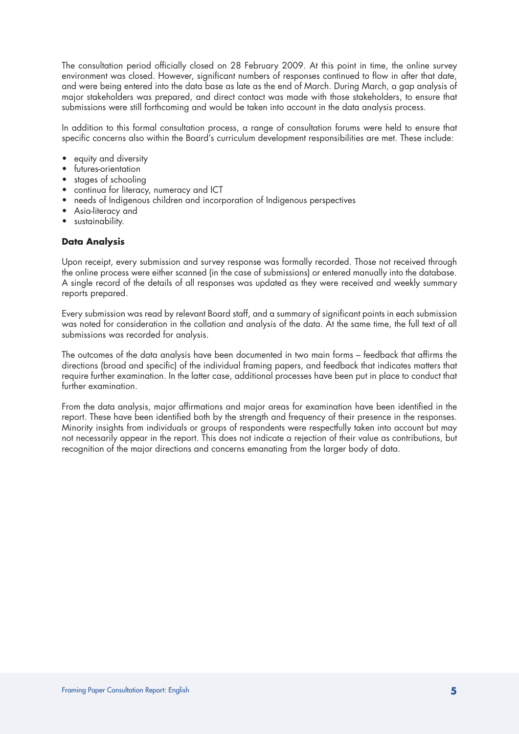The consultation period officially closed on 28 February 2009. At this point in time, the online survey environment was closed. However, significant numbers of responses continued to flow in after that date, and were being entered into the data base as late as the end of March. During March, a gap analysis of major stakeholders was prepared, and direct contact was made with those stakeholders, to ensure that submissions were still forthcoming and would be taken into account in the data analysis process.

In addition to this formal consultation process, a range of consultation forums were held to ensure that specific concerns also within the Board's curriculum development responsibilities are met. These include:

- equity and diversity
- futures-orientation
- stages of schooling
- continua for literacy, numeracy and ICT
- needs of Indigenous children and incorporation of Indigenous perspectives
- Asia-literacy and
- sustainability.

**Data Analysis**

Upon receipt, every submission and survey response was formally recorded. Those not received through the online process were either scanned (in the case of submissions) or entered manually into the database. A single record of the details of all responses was updated as they were received and weekly summary reports prepared.

Every submission was read by relevant Board staff, and a summary of significant points in each submission was noted for consideration in the collation and analysis of the data. At the same time, the full text of all submissions was recorded for analysis.

The outcomes of the data analysis have been documented in two main forms – feedback that affirms the directions (broad and specific) of the individual framing papers, and feedback that indicates matters that require further examination. In the latter case, additional processes have been put in place to conduct that further examination.

From the data analysis, major affirmations and major areas for examination have been identified in the report. These have been identified both by the strength and frequency of their presence in the responses. Minority insights from individuals or groups of respondents were respectfully taken into account but may not necessarily appear in the report. This does not indicate a rejection of their value as contributions, but recognition of the major directions and concerns emanating from the larger body of data.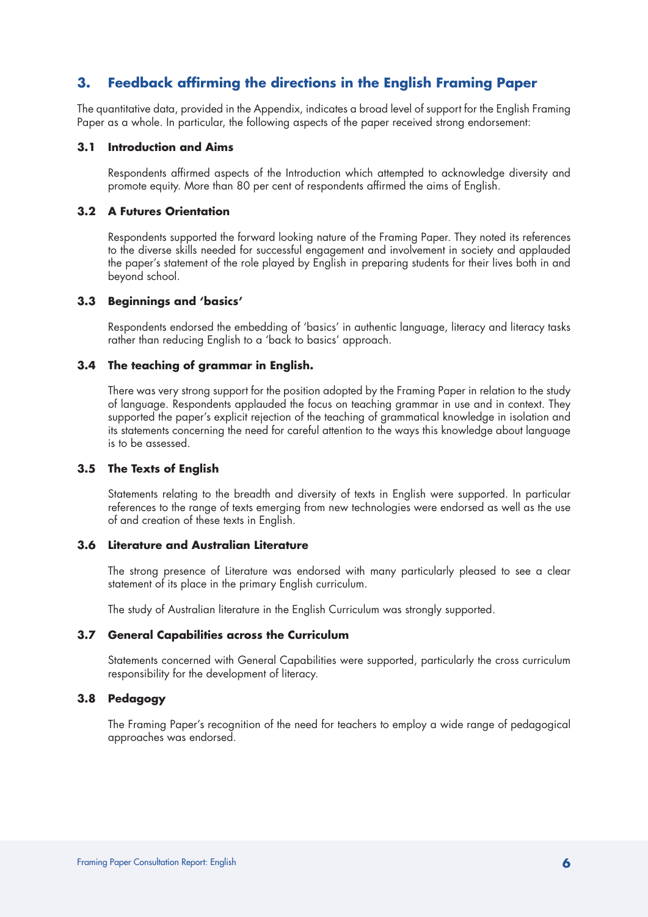## 3. Feedback affirming the directions in the English Framing Paper

The quantitative data, provided in the Appendix, indicates a broad level of support for the English Framing Paper as a whole. In particular, the following aspects of the paper received strong endorsement:

### 3.1 Introduction and Aims

Respondents affirmed aspects of the Introduction which attempted to acknowledge diversity and promote equity. More than 80 per cent of respondents affirmed the aims of English.

### 3.2 A Futures Orientation

Respondents supported the forward looking nature of the Framing Paper. They noted its references to the diverse skills needed for successful engagement and involvement in society and applauded the paper's statement of the role played by English in preparing students for their lives both in and beyond school.

### 3.3 Beginnings and 'basics'

Respondents endorsed the embedding of 'basics' in authentic language, literacy and literacy tasks rather than reducing English to a 'back to basics' approach.

### 3.4 The teaching of grammar in English.

There was very strong support for the position adopted by the Framing Paper in relation to the study of language. Respondents applauded the focus on teaching grammar in use and in context. They supported the paper's explicit rejection of the teaching of grammatical knowledge in isolation and its statements concerning the need for careful attention to the ways this knowledge about language is to be assessed.

### 3.5 The Texts of English

Statements relating to the breadth and diversity of texts in English were supported. In particular references to the range of texts emerging from new technologies were endorsed as well as the use of and creation of these texts in English.

### 3.6 Literature and Australian Literature

The strong presence of Literature was endorsed with many particularly pleased to see a clear statement of its place in the primary English curriculum.

The study of Australian literature in the English Curriculum was strongly supported.

### 3.7 General Capabilities across the Curriculum

Statements concerned with General Capabilities were supported, particularly the cross curriculum responsibility for the development of literacy.

### 3.8 Pedagogy

The Framing Paper's recognition of the need for teachers to employ a wide range of pedagogical approaches was endorsed.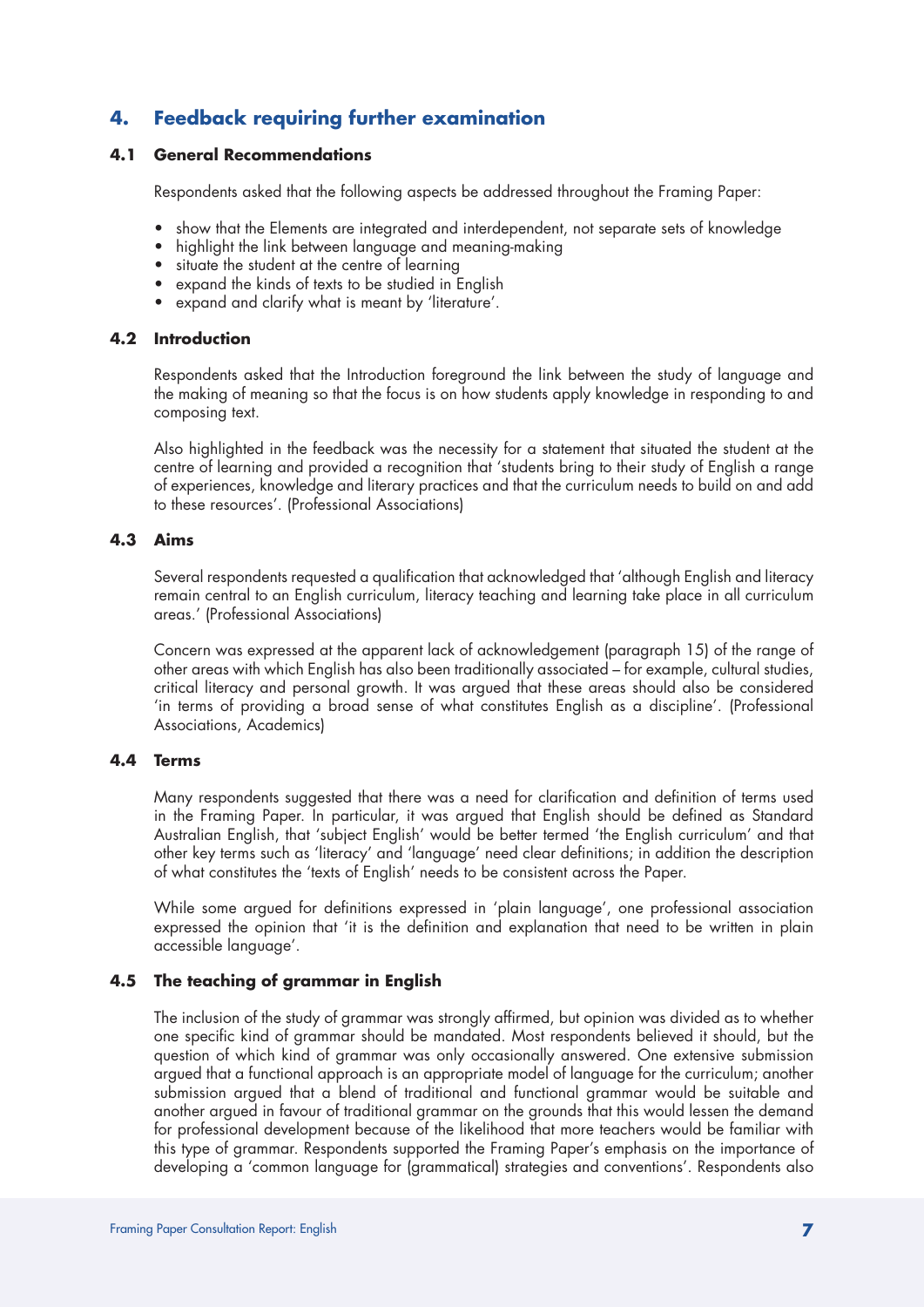## 4. Feedback requiring further examination

### 4.1 General Recommendations

Respondents asked that the following aspects be addressed throughout the Framing Paper:

- show that the Elements are integrated and interdependent, not separate sets of knowledge
- highlight the link between language and meaning-making
- situate the student at the centre of learning
- expand the kinds of texts to be studied in English
- expand and clarify what is meant by 'literature'.

### 4.2 Introduction

Respondents asked that the Introduction foreground the link between the study of language and the making of meaning so that the focus is on how students apply knowledge in responding to and composing text.

Also highlighted in the feedback was the necessity for a statement that situated the student at the centre of learning and provided a recognition that 'students bring to their study of English a range of experiences, knowledge and literary practices and that the curriculum needs to build on and add to these resources'. (Professional Associations)

### 4.3 Aims

Several respondents requested a qualification that acknowledged that 'although English and literacy remain central to an English curriculum, literacy teaching and learning take place in all curriculum areas.' (Professional Associations)

Concern was expressed at the apparent lack of acknowledgement (paragraph 15) of the range of other areas with which English has also been traditionally associated – for example, cultural studies, critical literacy and personal growth. It was argued that these areas should also be considered 'in terms of providing a broad sense of what constitutes English as a discipline'. (Professional Associations, Academics)

### 4.4 Terms

Many respondents suggested that there was a need for clarification and definition of terms used in the Framing Paper. In particular, it was argued that English should be defined as Standard Australian English, that 'subject English' would be better termed 'the English curriculum' and that other key terms such as 'literacy' and 'language' need clear definitions; in addition the description of what constitutes the 'texts of English' needs to be consistent across the Paper.

While some argued for definitions expressed in 'plain language', one professional association expressed the opinion that 'it is the definition and explanation that need to be written in plain accessible language'.

### 4.5 The teaching of grammar in English

The inclusion of the study of grammar was strongly affirmed, but opinion was divided as to whether one specific kind of grammar should be mandated. Most respondents believed it should, but the question of which kind of grammar was only occasionally answered. One extensive submission argued that a functional approach is an appropriate model of language for the curriculum; another submission argued that a blend of traditional and functional grammar would be suitable and another argued in favour of traditional grammar on the grounds that this would lessen the demand for professional development because of the likelihood that more teachers would be familiar with this type of grammar. Respondents supported the Framing Paper's emphasis on the importance of developing a 'common language for (grammatical) strategies and conventions'. Respondents also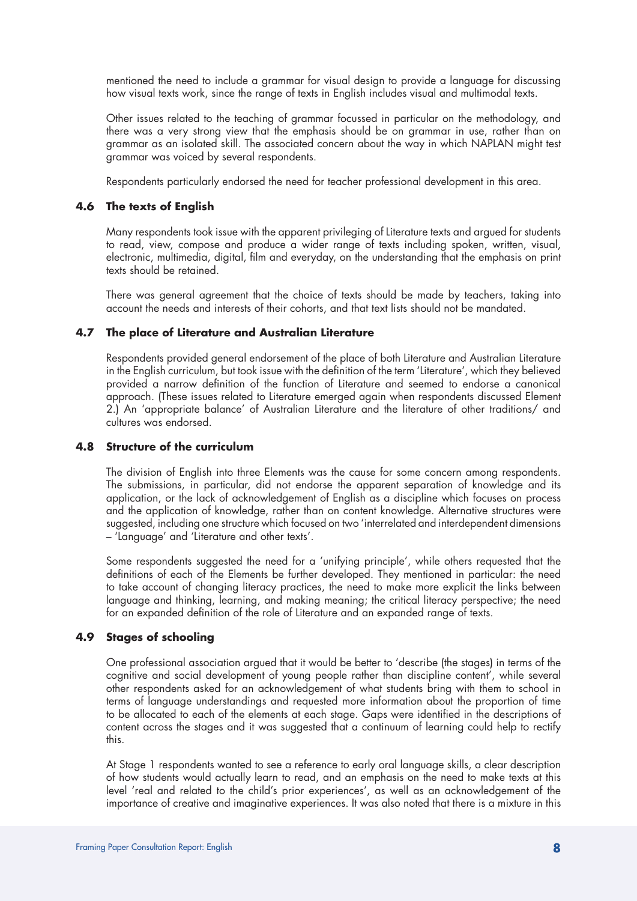mentioned the need to include a grammar for visual design to provide a language for discussing how visual texts work, since the range of texts in English includes visual and multimodal texts.

Other issues related to the teaching of grammar focussed in particular on the methodology, and there was a very strong view that the emphasis should be on grammar in use, rather than on grammar as an isolated skill. The associated concern about the way in which NAPLAN might test grammar was voiced by several respondents.

Respondents particularly endorsed the need for teacher professional development in this area.

### 4.6 The texts of English

Many respondents took issue with the apparent privileging of Literature texts and argued for students to read, view, compose and produce a wider range of texts including spoken, written, visual, electronic, multimedia, digital, film and everyday, on the understanding that the emphasis on print texts should be retained.

There was general agreement that the choice of texts should be made by teachers, taking into account the needs and interests of their cohorts, and that text lists should not be mandated.

### 4.7 The place of Literature and Australian Literature

Respondents provided general endorsement of the place of both Literature and Australian Literature in the English curriculum, but took issue with the definition of the term 'Literature', which they believed provided a narrow definition of the function of Literature and seemed to endorse a canonical approach. (These issues related to Literature emerged again when respondents discussed Element 2.) An 'appropriate balance' of Australian Literature and the literature of other traditions/ and cultures was endorsed.

### 4.8 Structure of the curriculum

The division of English into three Elements was the cause for some concern among respondents. The submissions, in particular, did not endorse the apparent separation of knowledge and its application, or the lack of acknowledgement of English as a discipline which focuses on process and the application of knowledge, rather than on content knowledge. Alternative structures were suggested, including one structure which focused on two 'interrelated and interdependent dimensions – 'Language' and 'Literature and other texts'.

Some respondents suggested the need for a 'unifying principle', while others requested that the definitions of each of the Elements be further developed. They mentioned in particular: the need to take account of changing literacy practices, the need to make more explicit the links between language and thinking, learning, and making meaning; the critical literacy perspective; the need for an expanded definition of the role of Literature and an expanded range of texts.

### 4.9 Stages of schooling

One professional association argued that it would be better to 'describe (the stages) in terms of the cognitive and social development of young people rather than discipline content', while several other respondents asked for an acknowledgement of what students bring with them to school in terms of language understandings and requested more information about the proportion of time to be allocated to each of the elements at each stage. Gaps were identified in the descriptions of content across the stages and it was suggested that a continuum of learning could help to rectify this.

At Stage 1 respondents wanted to see a reference to early oral language skills, a clear description of how students would actually learn to read, and an emphasis on the need to make texts at this level 'real and related to the child's prior experiences', as well as an acknowledgement of the importance of creative and imaginative experiences. It was also noted that there is a mixture in this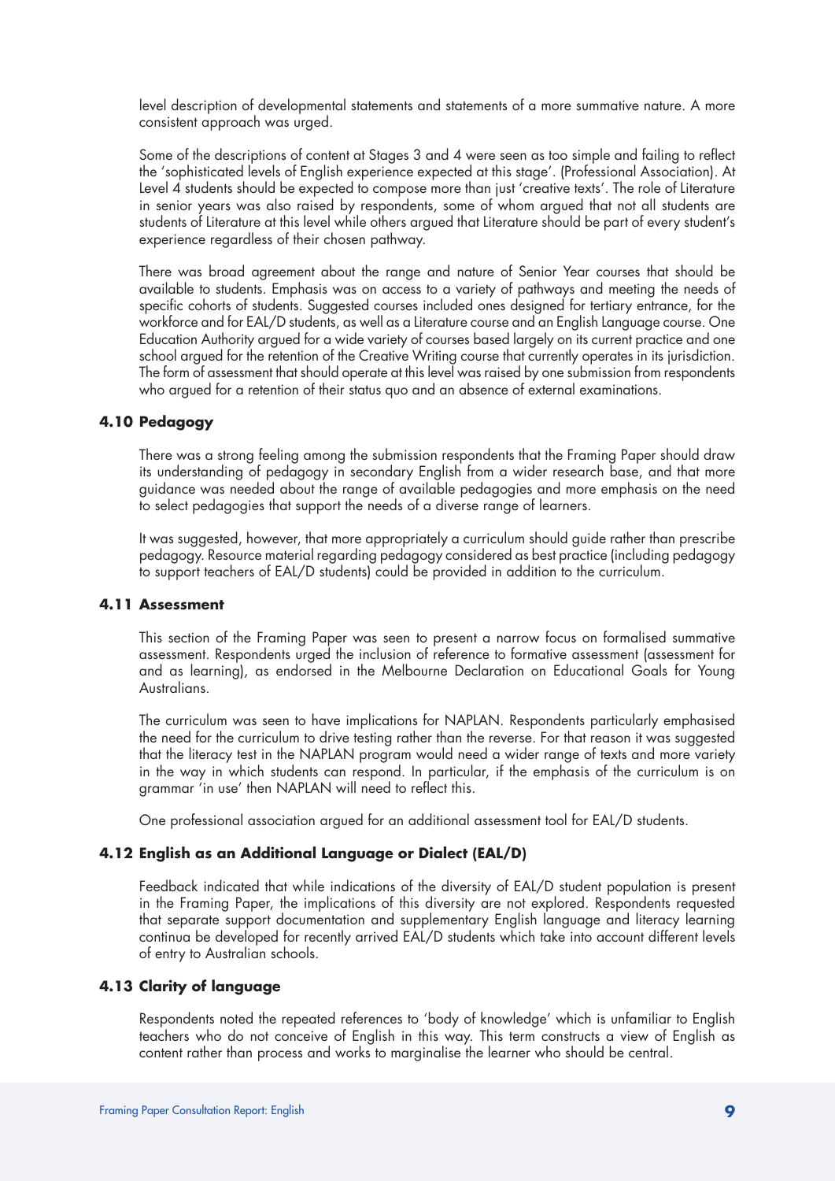level description of developmental statements and statements of a more summative nature. A more consistent approach was urged.

Some of the descriptions of content at Stages 3 and 4 were seen as too simple and failing to reflect the 'sophisticated levels of English experience expected at this stage'. (Professional Association). At Level 4 students should be expected to compose more than just 'creative texts'. The role of Literature in senior years was also raised by respondents, some of whom argued that not all students are students of Literature at this level while others argued that Literature should be part of every student's experience regardless of their chosen pathway.

There was broad agreement about the range and nature of Senior Year courses that should be available to students. Emphasis was on access to a variety of pathways and meeting the needs of specific cohorts of students. Suggested courses included ones designed for tertiary entrance, for the workforce and for EAL/D students, as well as a Literature course and an English Language course. One Education Authority argued for a wide variety of courses based largely on its current practice and one school argued for the retention of the Creative Writing course that currently operates in its jurisdiction. The form of assessment that should operate at this level was raised by one submission from respondents who argued for a retention of their status quo and an absence of external examinations.

### 4.10 Pedagogy

There was a strong feeling among the submission respondents that the Framing Paper should draw its understanding of pedagogy in secondary English from a wider research base, and that more guidance was needed about the range of available pedagogies and more emphasis on the need to select pedagogies that support the needs of a diverse range of learners.

It was suggested, however, that more appropriately a curriculum should guide rather than prescribe pedagogy. Resource material regarding pedagogy considered as best practice (including pedagogy to support teachers of EAL/D students) could be provided in addition to the curriculum.

### 4.11 Assessment

This section of the Framing Paper was seen to present a narrow focus on formalised summative assessment. Respondents urged the inclusion of reference to formative assessment (assessment for and as learning), as endorsed in the Melbourne Declaration on Educational Goals for Young Australians.

The curriculum was seen to have implications for NAPLAN. Respondents particularly emphasised the need for the curriculum to drive testing rather than the reverse. For that reason it was suggested that the literacy test in the NAPLAN program would need a wider range of texts and more variety in the way in which students can respond. In particular, if the emphasis of the curriculum is on grammar 'in use' then NAPLAN will need to reflect this.

One professional association argued for an additional assessment tool for EAL/D students.

### 4.12 English as an Additional Language or Dialect (EAL/D)

Feedback indicated that while indications of the diversity of EAL/D student population is present in the Framing Paper, the implications of this diversity are not explored. Respondents requested that separate support documentation and supplementary English language and literacy learning continua be developed for recently arrived EAL/D students which take into account different levels of entry to Australian schools.

### 4.13 Clarity of language

Respondents noted the repeated references to 'body of knowledge' which is unfamiliar to English teachers who do not conceive of English in this way. This term constructs a view of English as content rather than process and works to marginalise the learner who should be central.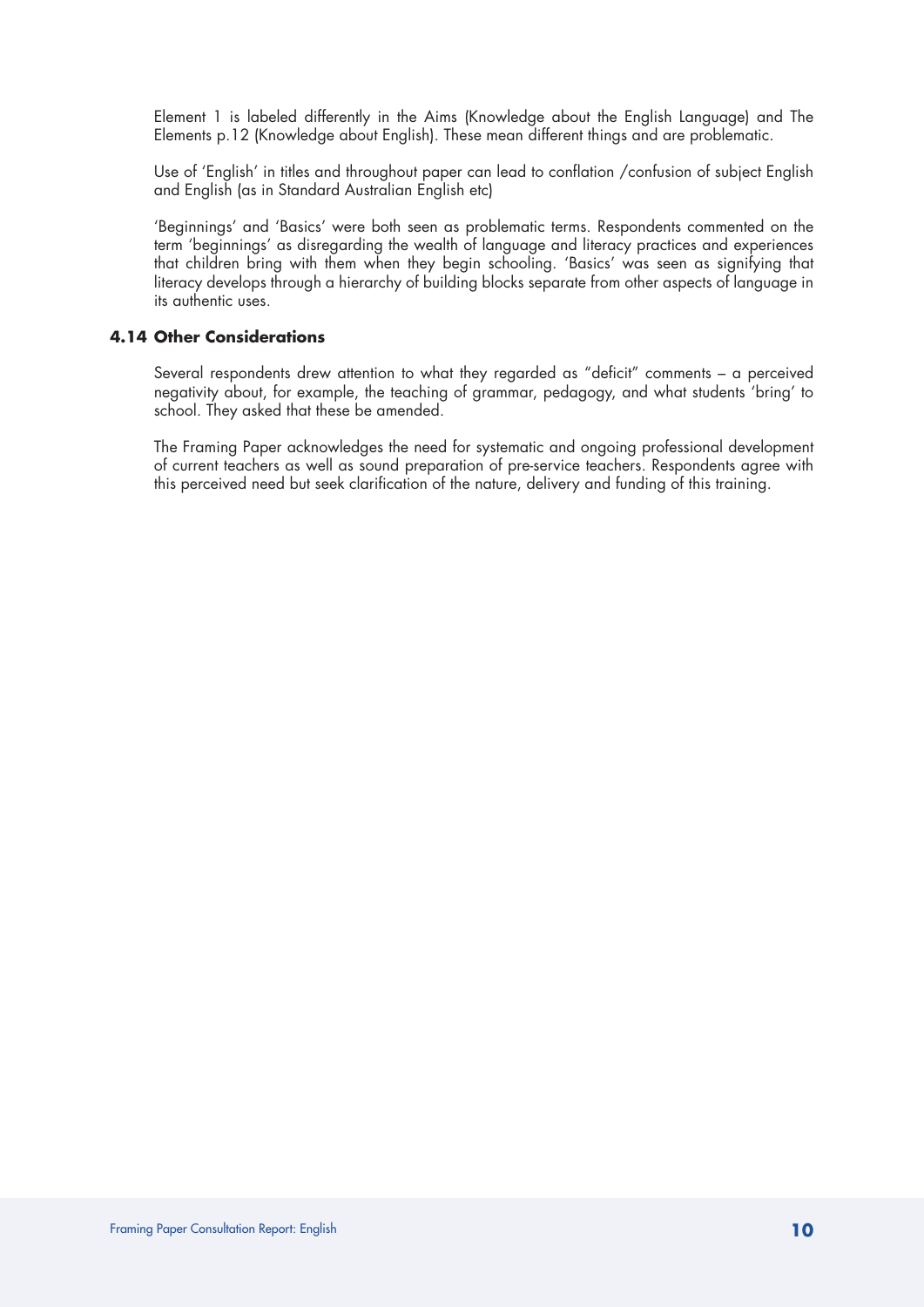Element 1 is labeled differently in the Aims (Knowledge about the English Language) and The Elements p.12 (Knowledge about English). These mean different things and are problematic.

Use of 'English' in titles and throughout paper can lead to conflation /confusion of subject English and English (as in Standard Australian English etc)

'Beginnings' and 'Basics' were both seen as problematic terms. Respondents commented on the term 'beginnings' as disregarding the wealth of language and literacy practices and experiences that children bring with them when they begin schooling. 'Basics' was seen as signifying that literacy develops through a hierarchy of building blocks separate from other aspects of language in its authentic uses.

### 4.14 Other Considerations

Several respondents drew attention to what they regarded as "deficit" comments – a perceived negativity about, for example, the teaching of grammar, pedagogy, and what students 'bring' to school. They asked that these be amended.

The Framing Paper acknowledges the need for systematic and ongoing professional development of current teachers as well as sound preparation of pre-service teachers. Respondents agree with this perceived need but seek clarification of the nature, delivery and funding of this training.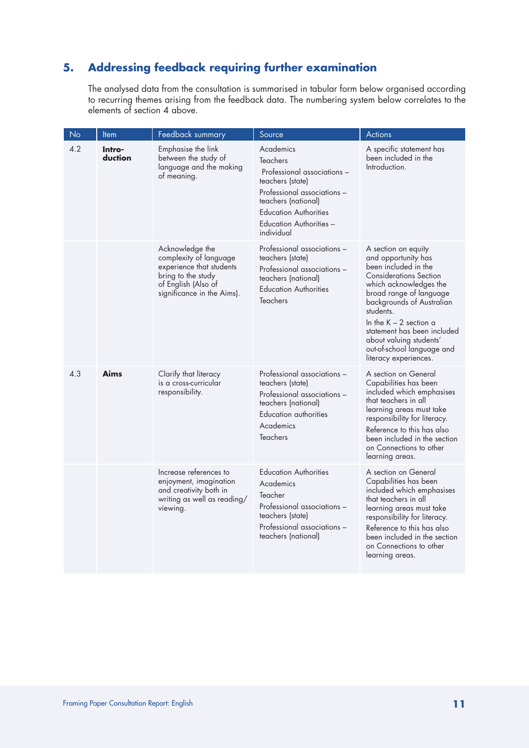## 5. Addressing feedback requiring further examination

The analysed data from the consultation is summarised in tabular form below organised according to recurring themes arising from the feedback data. The numbering system below correlates to the elements of section 4 above.

| No | Item | Feedback summary | Source | Actions |
|---|---|---|---|---|
| 4.2 | **Introduction** | Emphasise the link between the study of language and the making of meaning. | Academics<br>Teachers<br>Professional associations – teachers (state)<br>Professional associations – teachers (national)<br>Education Authorities<br>Education Authorities – individual | A specific statement has been included in the Introduction. |
| | | Acknowledge the complexity of language experience that students bring to the study of English (Also of significance in the Aims). | Professional associations – teachers (state)<br>Professional associations – teachers (national)<br>Education Authorities<br>Teachers | A section on equity and opportunity has been included in the Considerations Section which acknowledges the broad range of language backgrounds of Australian students.<br>In the K – 2 section a statement has been included about valuing students' out-of-school language and literacy experiences. |
| 4.3 | **Aims** | Clarify that literacy is a cross-curricular responsibility. | Professional associations – teachers (state)<br>Professional associations – teachers (national)<br>Education authorities<br>Academics<br>Teachers | A section on General Capabilities has been included which emphasises that teachers in all learning areas must take responsibility for literacy.<br>Reference to this has also been included in the section on Connections to other learning areas. |
| | | Increase references to enjoyment, imagination and creativity both in writing as well as reading/ viewing. | Education Authorities<br>Academics<br>Teacher<br>Professional associations – teachers (state)<br>Professional associations – teachers (national) | A section on General Capabilities has been included which emphasises that teachers in all learning areas must take responsibility for literacy.<br>Reference to this has also been included in the section on Connections to other learning areas. |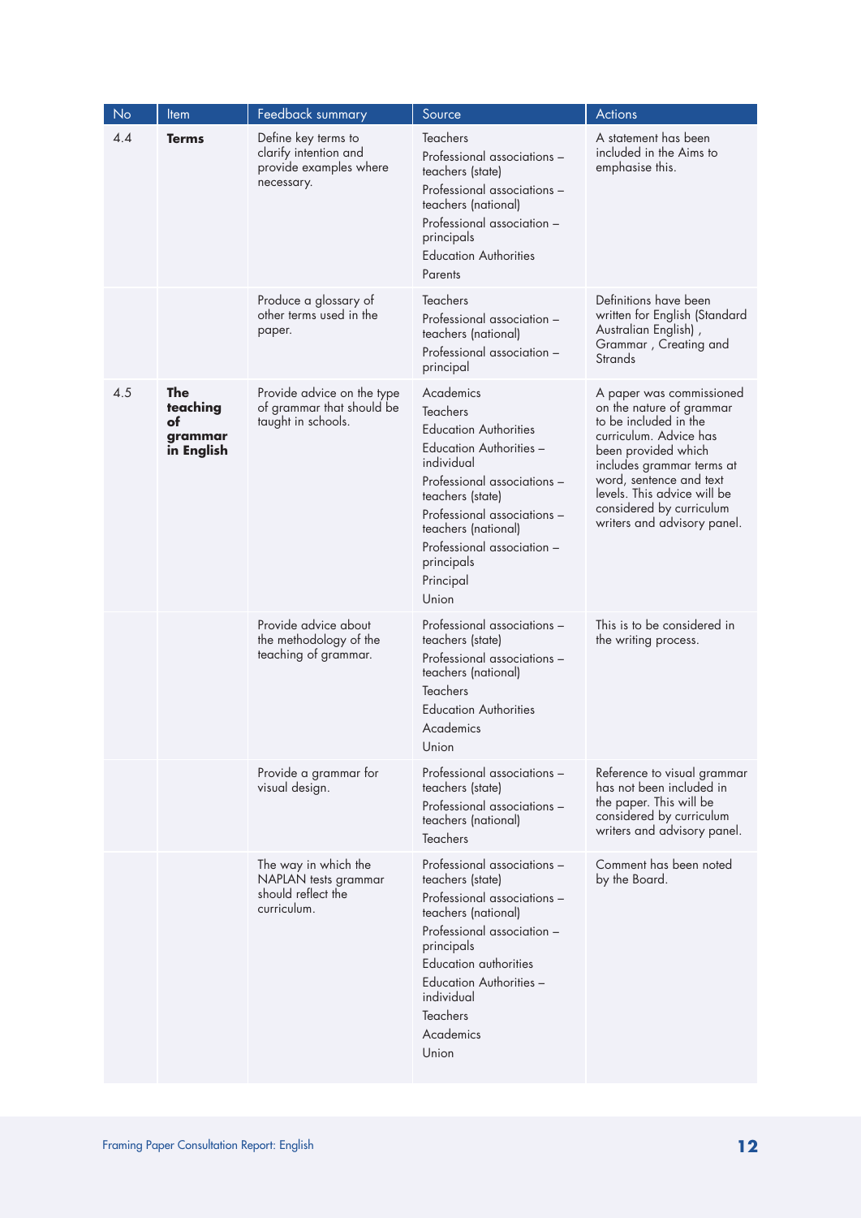| No | Item | Feedback summary | Source | Actions |
|---|---|---|---|---|
| 4.4 | **Terms** | Define key terms to clarify intention and provide examples where necessary. | Teachers<br>Professional associations – teachers (state)<br>Professional associations – teachers (national)<br>Professional association – principals<br>Education Authorities<br>Parents | A statement has been included in the Aims to emphasise this. |
| | | Produce a glossary of other terms used in the paper. | Teachers<br>Professional association – teachers (national)<br>Professional association – principal | Definitions have been written for English (Standard Australian English) , Grammar , Creating and Strands |
| 4.5 | **The teaching of grammar in English** | Provide advice on the type of grammar that should be taught in schools. | Academics<br>Teachers<br>Education Authorities<br>Education Authorities – individual<br>Professional associations – teachers (state)<br>Professional associations – teachers (national)<br>Professional association – principals<br>Principal<br>Union | A paper was commissioned on the nature of grammar to be included in the curriculum. Advice has been provided which includes grammar terms at word, sentence and text levels. This advice will be considered by curriculum writers and advisory panel. |
| | | Provide advice about the methodology of the teaching of grammar. | Professional associations – teachers (state)<br>Professional associations – teachers (national)<br>Teachers<br>Education Authorities<br>Academics<br>Union | This is to be considered in the writing process. |
| | | Provide a grammar for visual design. | Professional associations – teachers (state)<br>Professional associations – teachers (national)<br>Teachers | Reference to visual grammar has not been included in the paper. This will be considered by curriculum writers and advisory panel. |
| | | The way in which the NAPLAN tests grammar should reflect the curriculum. | Professional associations – teachers (state)<br>Professional associations – teachers (national)<br>Professional association – principals<br>Education authorities<br>Education Authorities – individual<br>Teachers<br>Academics<br>Union | Comment has been noted by the Board. |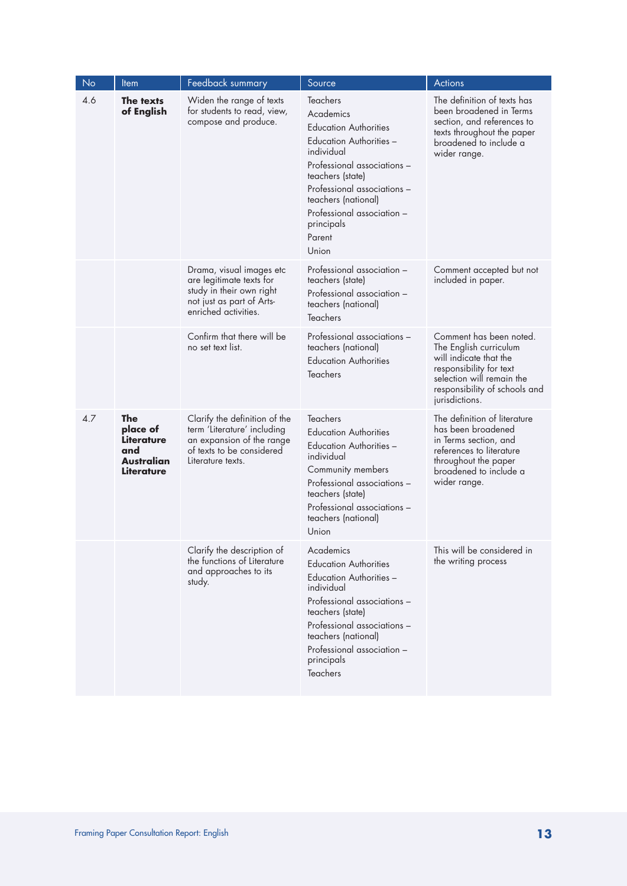| No | Item | Feedback summary | Source | Actions |
|---|---|---|---|---|
| 4.6 | **The texts of English** | Widen the range of texts for students to read, view, compose and produce. | Teachers<br>Academics<br>Education Authorities<br>Education Authorities – individual<br>Professional associations – teachers (state)<br>Professional associations – teachers (national)<br>Professional association – principals<br>Parent<br>Union | The definition of texts has been broadened in Terms section, and references to texts throughout the paper broadened to include a wider range. |
| | | Drama, visual images etc are legitimate texts for study in their own right not just as part of Arts-enriched activities. | Professional association – teachers (state)<br>Professional association – teachers (national)<br>Teachers | Comment accepted but not included in paper. |
| | | Confirm that there will be no set text list. | Professional associations – teachers (national)<br>Education Authorities<br>Teachers | Comment has been noted. The English curriculum will indicate that the responsibility for text selection will remain the responsibility of schools and jurisdictions. |
| 4.7 | **The place of Literature and Australian Literature** | Clarify the definition of the term 'Literature' including an expansion of the range of texts to be considered Literature texts. | Teachers<br>Education Authorities<br>Education Authorities – individual<br>Community members<br>Professional associations – teachers (state)<br>Professional associations – teachers (national)<br>Union | The definition of literature has been broadened in Terms section, and references to literature throughout the paper broadened to include a wider range. |
| | | Clarify the description of the functions of Literature and approaches to its study. | Academics<br>Education Authorities<br>Education Authorities – individual<br>Professional associations – teachers (state)<br>Professional associations – teachers (national)<br>Professional association – principals<br>Teachers | This will be considered in the writing process |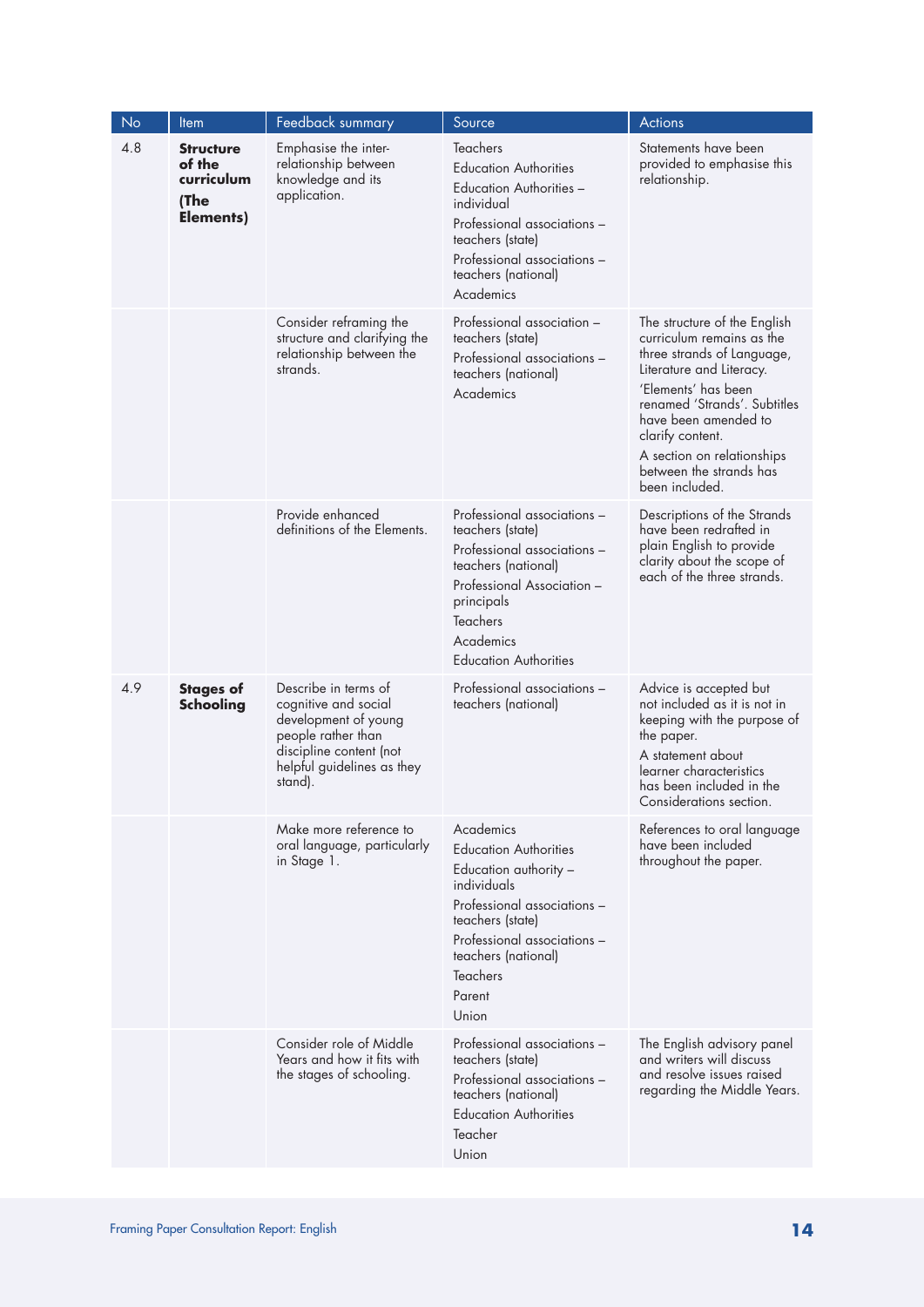| No | Item | Feedback summary | Source | Actions |
|---|---|---|---|---|
| 4.8 | **Structure of the curriculum (The Elements)** | Emphasise the inter-relationship between knowledge and its application. | Teachers<br>Education Authorities<br>Education Authorities – individual<br>Professional associations – teachers (state)<br>Professional associations – teachers (national)<br>Academics | Statements have been provided to emphasise this relationship. |
| | | Consider reframing the structure and clarifying the relationship between the strands. | Professional association – teachers (state)<br>Professional associations – teachers (national)<br>Academics | The structure of the English curriculum remains as the three strands of Language, Literature and Literacy.<br>'Elements' has been renamed 'Strands'. Subtitles have been amended to clarify content.<br>A section on relationships between the strands has been included. |
| | | Provide enhanced definitions of the Elements. | Professional associations – teachers (state)<br>Professional associations – teachers (national)<br>Professional Association – principals<br>Teachers<br>Academics<br>Education Authorities | Descriptions of the Strands have been redrafted in plain English to provide clarity about the scope of each of the three strands. |
| 4.9 | **Stages of Schooling** | Describe in terms of cognitive and social development of young people rather than discipline content (not helpful guidelines as they stand). | Professional associations – teachers (national) | Advice is accepted but not included as it is not in keeping with the purpose of the paper.<br>A statement about learner characteristics has been included in the Considerations section. |
| | | Make more reference to oral language, particularly in Stage 1. | Academics<br>Education Authorities<br>Education authority – individuals<br>Professional associations – teachers (state)<br>Professional associations – teachers (national)<br>Teachers<br>Parent<br>Union | References to oral language have been included throughout the paper. |
| | | Consider role of Middle Years and how it fits with the stages of schooling. | Professional associations – teachers (state)<br>Professional associations – teachers (national)<br>Education Authorities<br>Teacher<br>Union | The English advisory panel and writers will discuss and resolve issues raised regarding the Middle Years. |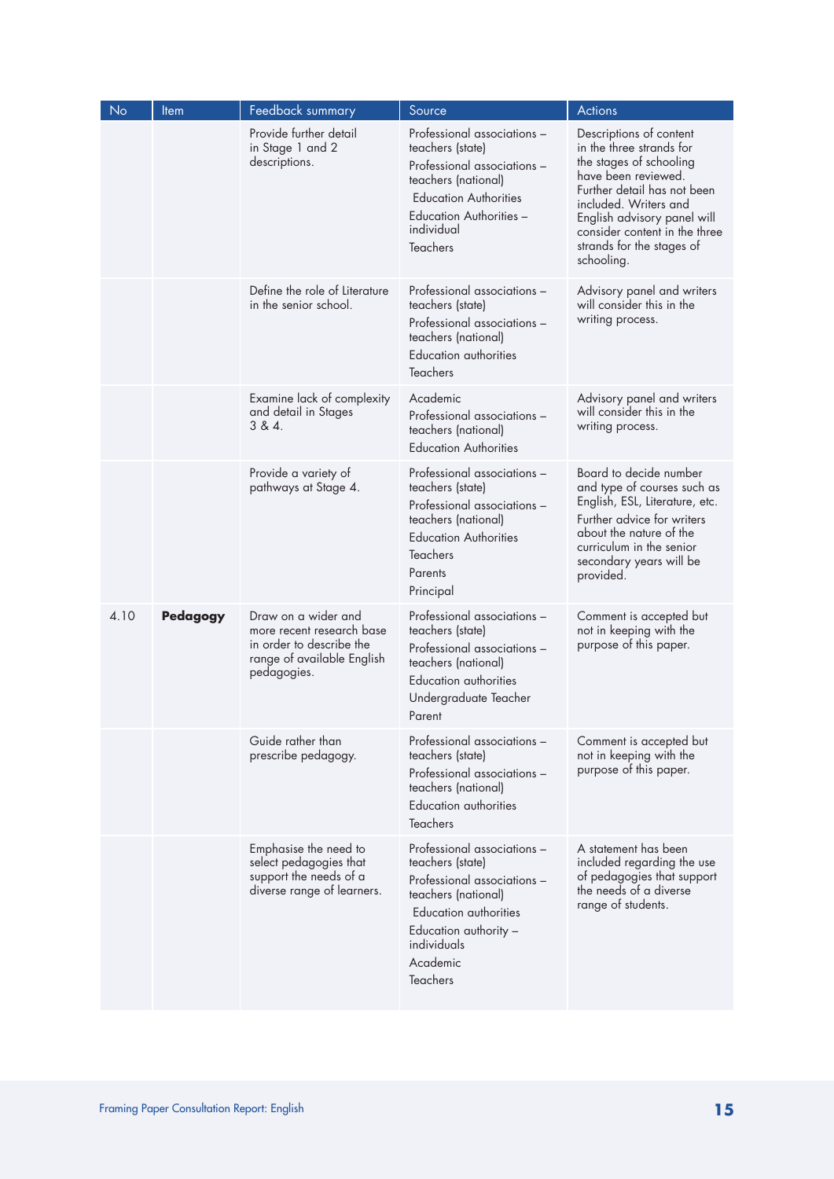| No | Item | Feedback summary | Source | Actions |
|---|---|---|---|---|
| | | Provide further detail in Stage 1 and 2 descriptions. | Professional associations – teachers (state)<br>Professional associations – teachers (national)<br>Education Authorities<br>Education Authorities – individual<br>Teachers | Descriptions of content in the three strands for the stages of schooling have been reviewed. Further detail has not been included. Writers and English advisory panel will consider content in the three strands for the stages of schooling. |
| | | Define the role of Literature in the senior school. | Professional associations – teachers (state)<br>Professional associations – teachers (national)<br>Education authorities<br>Teachers | Advisory panel and writers will consider this in the writing process. |
| | | Examine lack of complexity and detail in Stages 3 & 4. | Academic<br>Professional associations – teachers (national)<br>Education Authorities | Advisory panel and writers will consider this in the writing process. |
| | | Provide a variety of pathways at Stage 4. | Professional associations – teachers (state)<br>Professional associations – teachers (national)<br>Education Authorities<br>Teachers<br>Parents<br>Principal | Board to decide number and type of courses such as English, ESL, Literature, etc.<br>Further advice for writers about the nature of the curriculum in the senior secondary years will be provided. |
| 4.10 | **Pedagogy** | Draw on a wider and more recent research base in order to describe the range of available English pedagogies. | Professional associations – teachers (state)<br>Professional associations – teachers (national)<br>Education authorities<br>Undergraduate Teacher<br>Parent | Comment is accepted but not in keeping with the purpose of this paper. |
| | | Guide rather than prescribe pedagogy. | Professional associations – teachers (state)<br>Professional associations – teachers (national)<br>Education authorities<br>Teachers | Comment is accepted but not in keeping with the purpose of this paper. |
| | | Emphasise the need to select pedagogies that support the needs of a diverse range of learners. | Professional associations – teachers (state)<br>Professional associations – teachers (national)<br>Education authorities<br>Education authority – individuals<br>Academic<br>Teachers | A statement has been included regarding the use of pedagogies that support the needs of a diverse range of students. |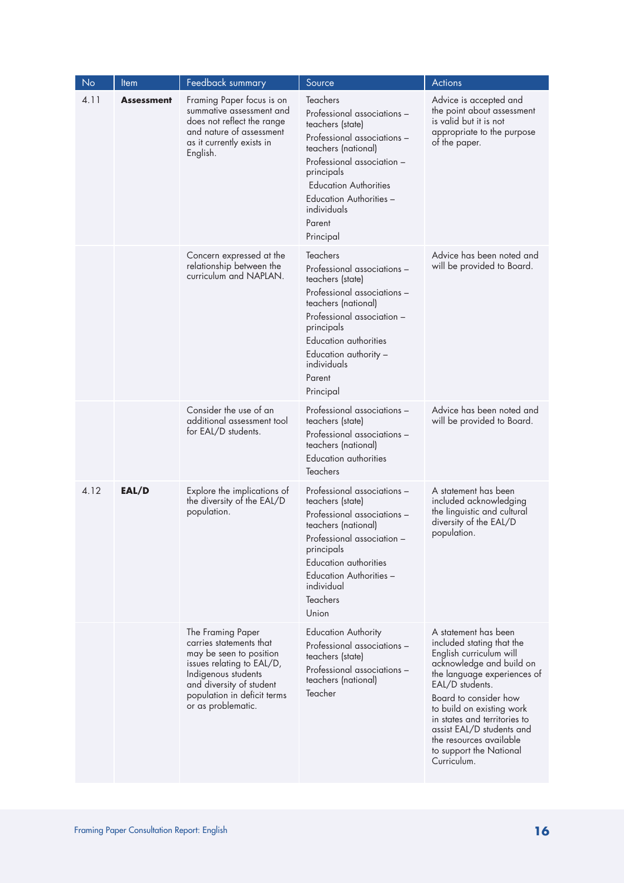| No | Item | Feedback summary | Source | Actions |
|---|---|---|---|---|
| 4.11 | **Assessment** | Framing Paper focus is on summative assessment and does not reflect the range and nature of assessment as it currently exists in English. | Teachers<br>Professional associations – teachers (state)<br>Professional associations – teachers (national)<br>Professional association – principals<br>Education Authorities<br>Education Authorities – individuals<br>Parent<br>Principal | Advice is accepted and the point about assessment is valid but it is not appropriate to the purpose of the paper. |
| | | Concern expressed at the relationship between the curriculum and NAPLAN. | Teachers<br>Professional associations – teachers (state)<br>Professional associations – teachers (national)<br>Professional association – principals<br>Education authorities<br>Education authority – individuals<br>Parent<br>Principal | Advice has been noted and will be provided to Board. |
| | | Consider the use of an additional assessment tool for EAL/D students. | Professional associations – teachers (state)<br>Professional associations – teachers (national)<br>Education authorities<br>Teachers | Advice has been noted and will be provided to Board. |
| 4.12 | **EAL/D** | Explore the implications of the diversity of the EAL/D population. | Professional associations – teachers (state)<br>Professional associations – teachers (national)<br>Professional association – principals<br>Education authorities<br>Education Authorities – individual<br>Teachers<br>Union | A statement has been included acknowledging the linguistic and cultural diversity of the EAL/D population. |
| | | The Framing Paper carries statements that may be seen to position issues relating to EAL/D, Indigenous students and diversity of student population in deficit terms or as problematic. | Education Authority<br>Professional associations – teachers (state)<br>Professional associations – teachers (national)<br>Teacher | A statement has been included stating that the English curriculum will acknowledge and build on the language experiences of EAL/D students.<br>Board to consider how to build on existing work in states and territories to assist EAL/D students and the resources available to support the National Curriculum. |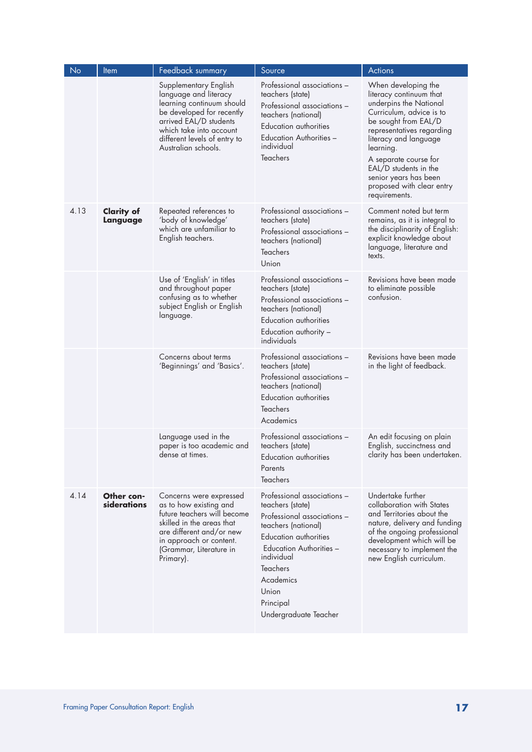| No | Item | Feedback summary | Source | Actions |
|---|---|---|---|---|
| | | Supplementary English language and literacy learning continuum should be developed for recently arrived EAL/D students which take into account different levels of entry to Australian schools. | Professional associations – teachers (state)<br>Professional associations – teachers (national)<br>Education authorities<br>Education Authorities – individual<br>Teachers | When developing the literacy continuum that underpins the National Curriculum, advice is to be sought from EAL/D representatives regarding literacy and language learning.<br>A separate course for EAL/D students in the senior years has been proposed with clear entry requirements. |
| 4.13 | **Clarity of Language** | Repeated references to 'body of knowledge' which are unfamiliar to English teachers. | Professional associations – teachers (state)<br>Professional associations – teachers (national)<br>Teachers<br>Union | Comment noted but term remains, as it is integral to the disciplinarity of English: explicit knowledge about language, literature and texts. |
| | | Use of 'English' in titles and throughout paper confusing as to whether subject English or English language. | Professional associations – teachers (state)<br>Professional associations – teachers (national)<br>Education authorities<br>Education authority – individuals | Revisions have been made to eliminate possible confusion. |
| | | Concerns about terms 'Beginnings' and 'Basics'. | Professional associations – teachers (state)<br>Professional associations – teachers (national)<br>Education authorities<br>Teachers<br>Academics | Revisions have been made in the light of feedback. |
| | | Language used in the paper is too academic and dense at times. | Professional associations – teachers (state)<br>Education authorities<br>Parents<br>Teachers | An edit focusing on plain English, succinctness and clarity has been undertaken. |
| 4.14 | **Other considerations** | Concerns were expressed as to how existing and future teachers will become skilled in the areas that are different and/or new in approach or content. (Grammar, Literature in Primary). | Professional associations – teachers (state)<br>Professional associations – teachers (national)<br>Education authorities<br>Education Authorities – individual<br>Teachers<br>Academics<br>Union<br>Principal<br>Undergraduate Teacher | Undertake further collaboration with States and Territories about the nature, delivery and funding of the ongoing professional development which will be necessary to implement the new English curriculum. |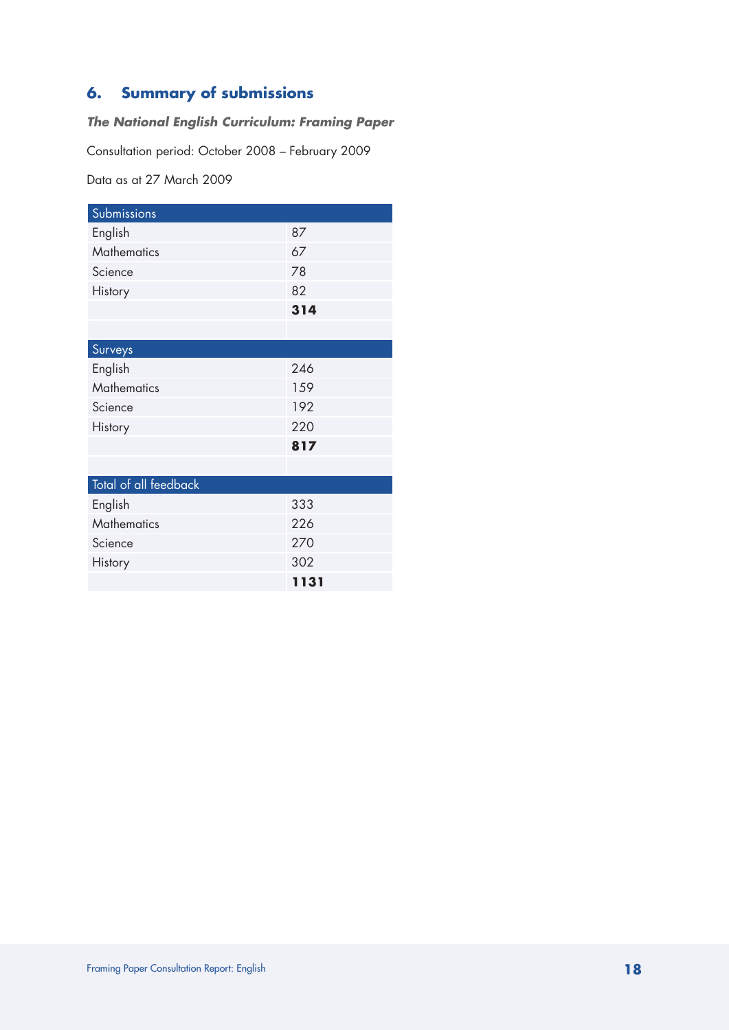## 6. Summary of submissions

***The National English Curriculum: Framing Paper***

Consultation period: October 2008 – February 2009

Data as at 27 March 2009

| Submissions | |
|---|---|
| English | 87 |
| Mathematics | 67 |
| Science | 78 |
| History | 82 |
| | **314** |
| | |
| **Surveys** | |
| English | 246 |
| Mathematics | 159 |
| Science | 192 |
| History | 220 |
| | **817** |
| | |
| **Total of all feedback** | |
| English | 333 |
| Mathematics | 226 |
| Science | 270 |
| History | 302 |
| | **1131** |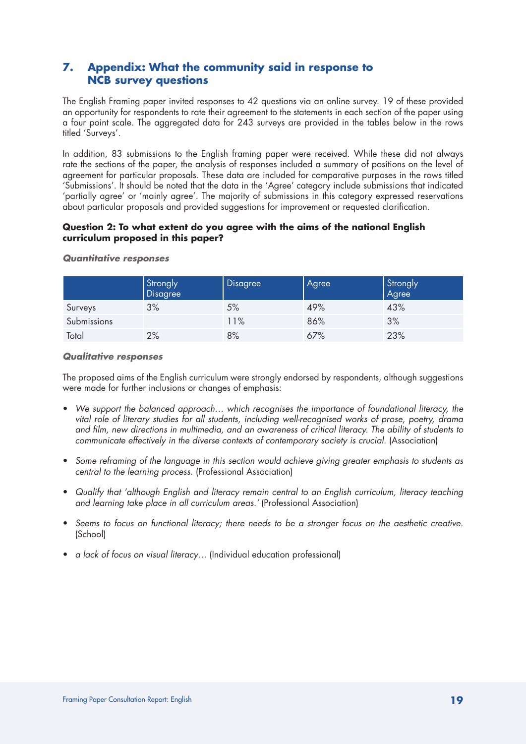## 7. Appendix: What the community said in response to NCB survey questions

The English Framing paper invited responses to 42 questions via an online survey. 19 of these provided an opportunity for respondents to rate their agreement to the statements in each section of the paper using a four point scale. The aggregated data for 243 surveys are provided in the tables below in the rows titled 'Surveys'.

In addition, 83 submissions to the English framing paper were received. While these did not always rate the sections of the paper, the analysis of responses included a summary of positions on the level of agreement for particular proposals. These data are included for comparative purposes in the rows titled 'Submissions'. It should be noted that the data in the 'Agree' category include submissions that indicated 'partially agree' or 'mainly agree'. The majority of submissions in this category expressed reservations about particular proposals and provided suggestions for improvement or requested clarification.

**Question 2: To what extent do you agree with the aims of the national English curriculum proposed in this paper?**

***Quantitative responses***

| | Strongly Disagree | Disagree | Agree | Strongly Agree |
|---|---|---|---|---|
| Surveys | 3% | 5% | 49% | 43% |
| Submissions | | 11% | 86% | 3% |
| Total | 2% | 8% | 67% | 23% |

***Qualitative responses***

The proposed aims of the English curriculum were strongly endorsed by respondents, although suggestions were made for further inclusions or changes of emphasis:

- *We support the balanced approach… which recognises the importance of foundational literacy, the vital role of literary studies for all students, including well-recognised works of prose, poetry, drama and film, new directions in multimedia, and an awareness of critical literacy. The ability of students to communicate effectively in the diverse contexts of contemporary society is crucial.* (Association)
- *Some reframing of the language in this section would achieve giving greater emphasis to students as central to the learning process.* (Professional Association)
- *Qualify that 'although English and literacy remain central to an English curriculum, literacy teaching and learning take place in all curriculum areas.'* (Professional Association)
- *Seems to focus on functional literacy; there needs to be a stronger focus on the aesthetic creative.* (School)
- *a lack of focus on visual literacy…* (Individual education professional)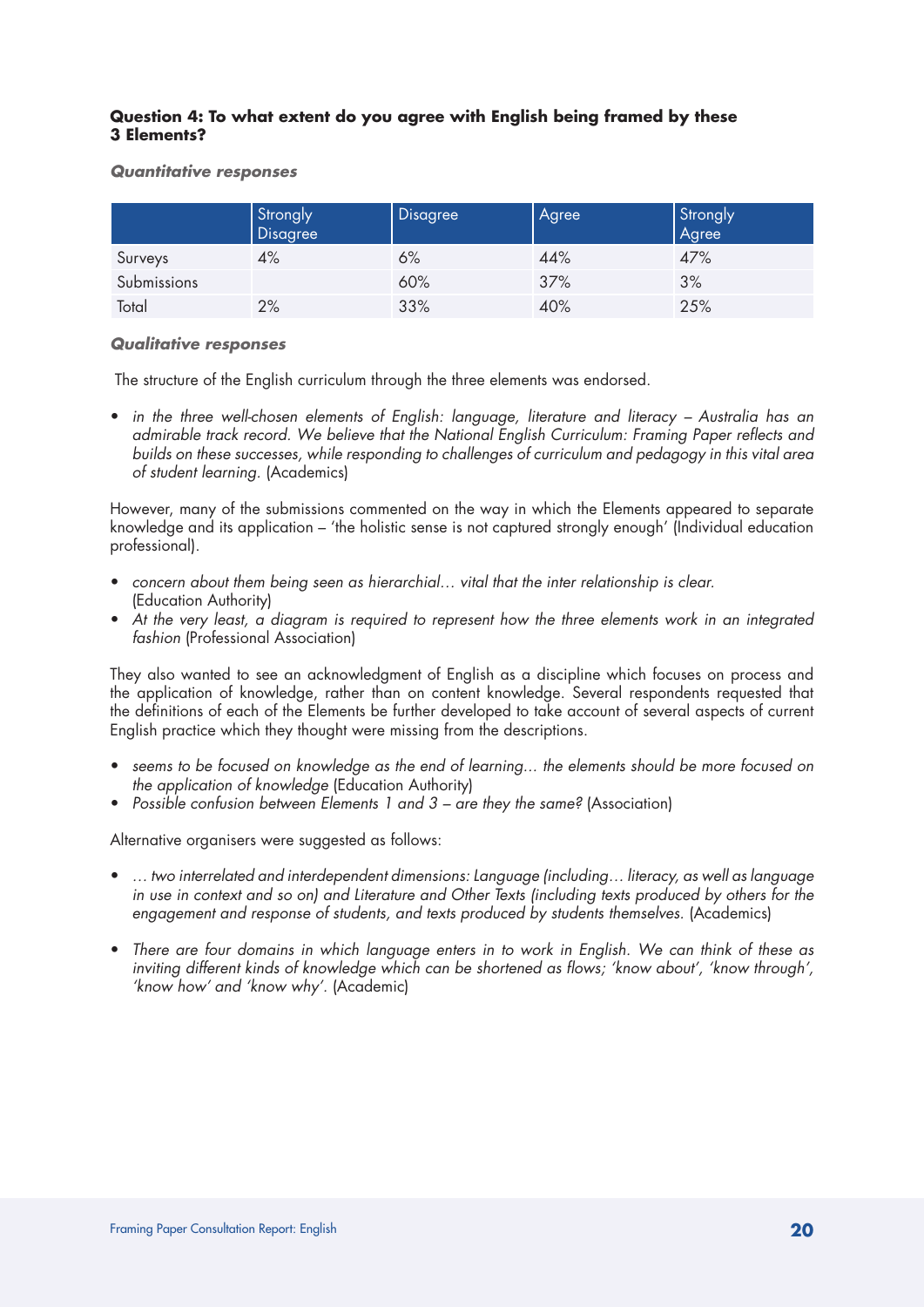**Question 4: To what extent do you agree with English being framed by these 3 Elements?**

***Quantitative responses***

| | Strongly Disagree | Disagree | Agree | Strongly Agree |
|---|---|---|---|---|
| Surveys | 4% | 6% | 44% | 47% |
| Submissions | | 60% | 37% | 3% |
| Total | 2% | 33% | 40% | 25% |

***Qualitative responses***

The structure of the English curriculum through the three elements was endorsed.

- *in the three well-chosen elements of English: language, literature and literacy – Australia has an admirable track record. We believe that the National English Curriculum: Framing Paper reflects and builds on these successes, while responding to challenges of curriculum and pedagogy in this vital area of student learning.* (Academics)

However, many of the submissions commented on the way in which the Elements appeared to separate knowledge and its application – 'the holistic sense is not captured strongly enough' (Individual education professional).

- *concern about them being seen as hierarchial… vital that the inter relationship is clear.* (Education Authority)
- *At the very least, a diagram is required to represent how the three elements work in an integrated fashion* (Professional Association)

They also wanted to see an acknowledgment of English as a discipline which focuses on process and the application of knowledge, rather than on content knowledge. Several respondents requested that the definitions of each of the Elements be further developed to take account of several aspects of current English practice which they thought were missing from the descriptions.

- *seems to be focused on knowledge as the end of learning… the elements should be more focused on the application of knowledge* (Education Authority)
- *Possible confusion between Elements 1 and 3 – are they the same?* (Association)

Alternative organisers were suggested as follows:

- *… two interrelated and interdependent dimensions: Language (including… literacy, as well as language in use in context and so on) and Literature and Other Texts (including texts produced by others for the engagement and response of students, and texts produced by students themselves.* (Academics)

- *There are four domains in which language enters in to work in English. We can think of these as inviting different kinds of knowledge which can be shortened as flows; 'know about', 'know through', 'know how' and 'know why'.* (Academic)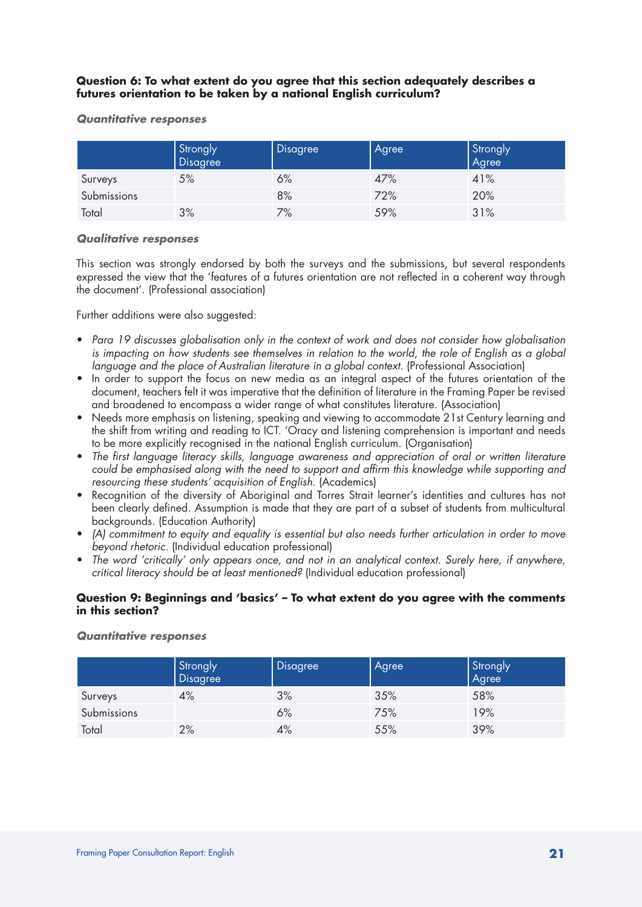**Question 6: To what extent do you agree that this section adequately describes a futures orientation to be taken by a national English curriculum?**

***Quantitative responses***

| | Strongly Disagree | Disagree | Agree | Strongly Agree |
|---|---|---|---|---|
| Surveys | 5% | 6% | 47% | 41% |
| Submissions | | 8% | 72% | 20% |
| Total | 3% | 7% | 59% | 31% |

***Qualitative responses***

This section was strongly endorsed by both the surveys and the submissions, but several respondents expressed the view that the 'features of a futures orientation are not reflected in a coherent way through the document'. (Professional association)

Further additions were also suggested:

- *Para 19 discusses globalisation only in the context of work and does not consider how globalisation is impacting on how students see themselves in relation to the world, the role of English as a global language and the place of Australian literature in a global context.* (Professional Association)
- In order to support the focus on new media as an integral aspect of the futures orientation of the document, teachers felt it was imperative that the definition of literature in the Framing Paper be revised and broadened to encompass a wider range of what constitutes literature. (Association)
- Needs more emphasis on listening, speaking and viewing to accommodate 21st Century learning and the shift from writing and reading to ICT. 'Oracy and listening comprehension is important and needs to be more explicitly recognised in the national English curriculum. (Organisation)
- *The first language literacy skills, language awareness and appreciation of oral or written literature could be emphasised along with the need to support and affirm this knowledge while supporting and resourcing these students' acquisition of English.* (Academics)
- Recognition of the diversity of Aboriginal and Torres Strait learner's identities and cultures has not been clearly defined. Assumption is made that they are part of a subset of students from multicultural backgrounds. (Education Authority)
- *(A) commitment to equity and equality is essential but also needs further articulation in order to move beyond rhetoric.* (Individual education professional)
- *The word 'critically' only appears once, and not in an analytical context. Surely here, if anywhere, critical literacy should be at least mentioned?* (Individual education professional)

**Question 9: Beginnings and 'basics' – To what extent do you agree with the comments in this section?**

***Quantitative responses***

| | Strongly Disagree | Disagree | Agree | Strongly Agree |
|---|---|---|---|---|
| Surveys | 4% | 3% | 35% | 58% |
| Submissions | | 6% | 75% | 19% |
| Total | 2% | 4% | 55% | 39% |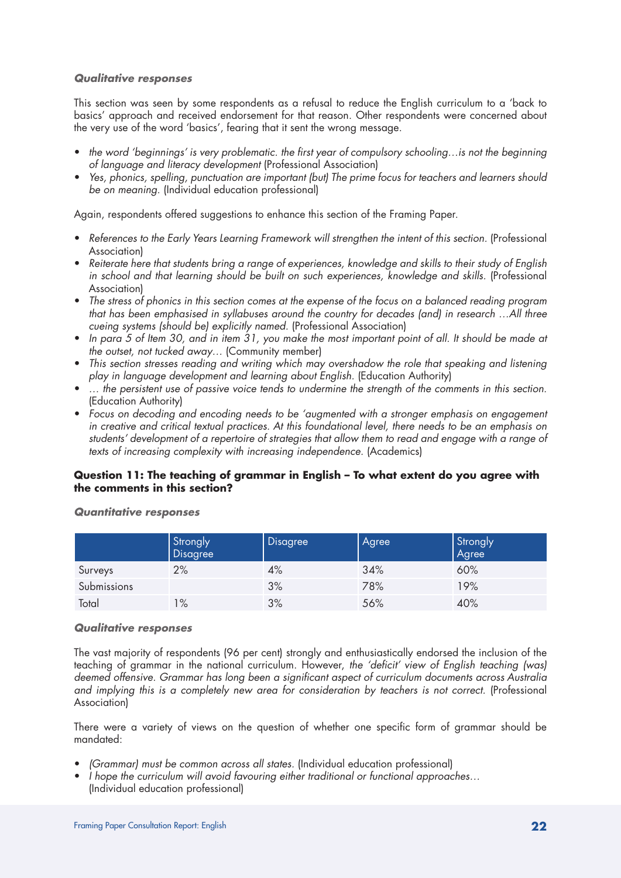### *Qualitative responses*

This section was seen by some respondents as a refusal to reduce the English curriculum to a 'back to basics' approach and received endorsement for that reason. Other respondents were concerned about the very use of the word 'basics', fearing that it sent the wrong message.

- *the word 'beginnings' is very problematic. the first year of compulsory schooling…is not the beginning of language and literacy development* (Professional Association)
- *Yes, phonics, spelling, punctuation are important (but) The prime focus for teachers and learners should be on meaning.* (Individual education professional)

Again, respondents offered suggestions to enhance this section of the Framing Paper.

- *References to the Early Years Learning Framework will strengthen the intent of this section.* (Professional Association)
- *Reiterate here that students bring a range of experiences, knowledge and skills to their study of English in school and that learning should be built on such experiences, knowledge and skills.* (Professional Association)
- *The stress of phonics in this section comes at the expense of the focus on a balanced reading program that has been emphasised in syllabuses around the country for decades (and) in research …All three cueing systems (should be) explicitly named.* (Professional Association)
- *In para 5 of Item 30, and in item 31, you make the most important point of all. It should be made at the outset, not tucked away…* (Community member)
- *This section stresses reading and writing which may overshadow the role that speaking and listening play in language development and learning about English.* (Education Authority)
- *… the persistent use of passive voice tends to undermine the strength of the comments in this section.* (Education Authority)
- *Focus on decoding and encoding needs to be 'augmented with a stronger emphasis on engagement in creative and critical textual practices. At this foundational level, there needs to be an emphasis on students' development of a repertoire of strategies that allow them to read and engage with a range of texts of increasing complexity with increasing independence.* (Academics)

**Question 11: The teaching of grammar in English – To what extent do you agree with the comments in this section?**

### *Quantitative responses*

| | Strongly Disagree | Disagree | Agree | Strongly Agree |
|---|---|---|---|---|
| Surveys | 2% | 4% | 34% | 60% |
| Submissions | | 3% | 78% | 19% |
| Total | 1% | 3% | 56% | 40% |

### *Qualitative responses*

The vast majority of respondents (96 per cent) strongly and enthusiastically endorsed the inclusion of the teaching of grammar in the national curriculum. However, *the 'deficit' view of English teaching (was) deemed offensive. Grammar has long been a significant aspect of curriculum documents across Australia and implying this is a completely new area for consideration by teachers is not correct.* (Professional Association)

There were a variety of views on the question of whether one specific form of grammar should be mandated:

- *(Grammar) must be common across all states.* (Individual education professional)
- *I hope the curriculum will avoid favouring either traditional or functional approaches…* (Individual education professional)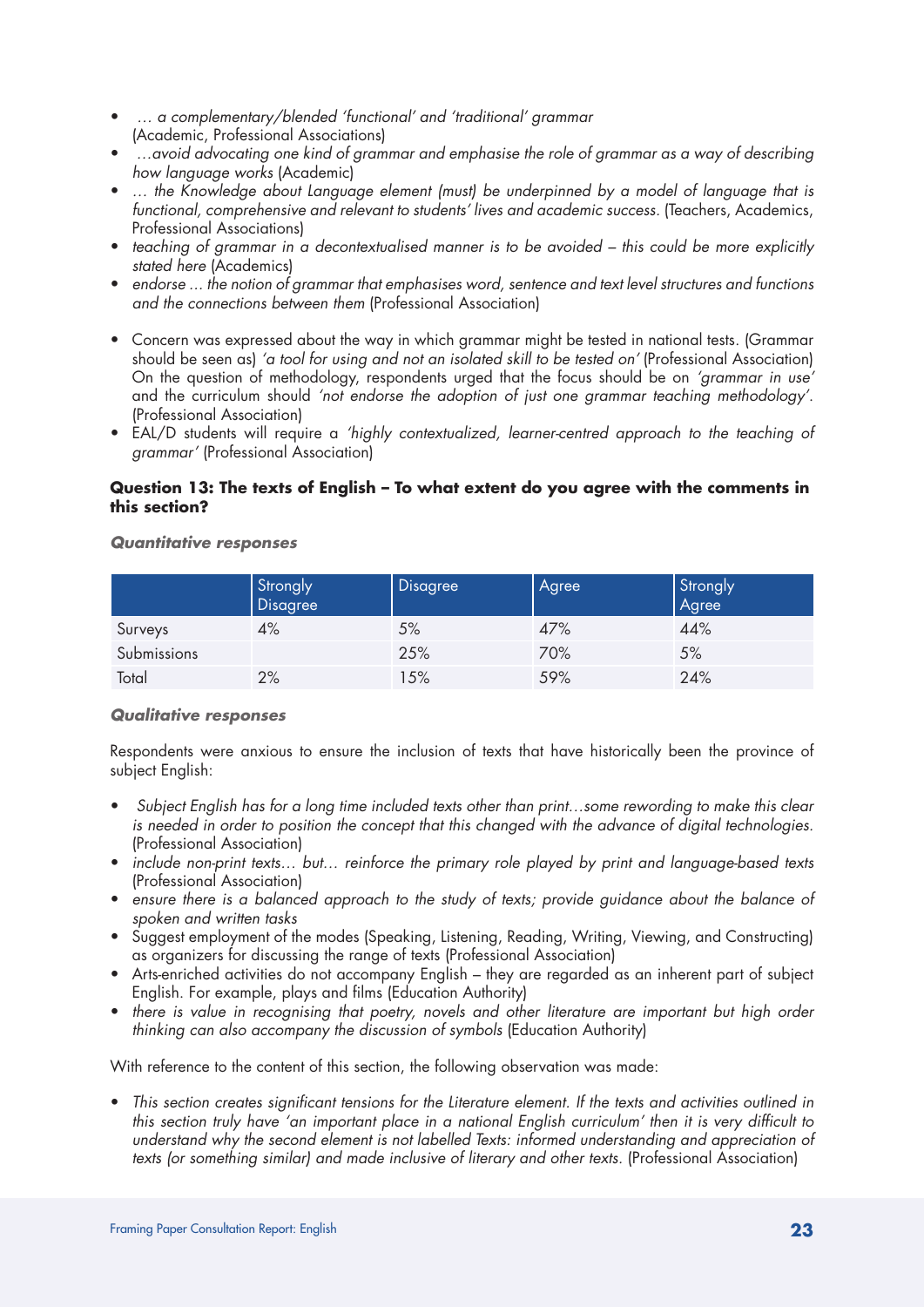- *… a complementary/blended 'functional' and 'traditional' grammar* (Academic, Professional Associations)
- *…avoid advocating one kind of grammar and emphasise the role of grammar as a way of describing how language works* (Academic)
- *… the Knowledge about Language element (must) be underpinned by a model of language that is functional, comprehensive and relevant to students' lives and academic success.* (Teachers, Academics, Professional Associations)
- *teaching of grammar in a decontextualised manner is to be avoided – this could be more explicitly stated here* (Academics)
- *endorse … the notion of grammar that emphasises word, sentence and text level structures and functions and the connections between them* (Professional Association)

- Concern was expressed about the way in which grammar might be tested in national tests. (Grammar should be seen as) *'a tool for using and not an isolated skill to be tested on'* (Professional Association) On the question of methodology, respondents urged that the focus should be on *'grammar in use'* and the curriculum should *'not endorse the adoption of just one grammar teaching methodology'.* (Professional Association)
- EAL/D students will require a *'highly contextualized, learner-centred approach to the teaching of grammar'* (Professional Association)

**Question 13: The texts of English – To what extent do you agree with the comments in this section?**

***Quantitative responses***

| | Strongly Disagree | Disagree | Agree | Strongly Agree |
|---|---|---|---|---|
| Surveys | 4% | 5% | 47% | 44% |
| Submissions | | 25% | 70% | 5% |
| Total | 2% | 15% | 59% | 24% |

***Qualitative responses***

Respondents were anxious to ensure the inclusion of texts that have historically been the province of subject English:

- *Subject English has for a long time included texts other than print…some rewording to make this clear is needed in order to position the concept that this changed with the advance of digital technologies.* (Professional Association)
- *include non-print texts… but… reinforce the primary role played by print and language-based texts* (Professional Association)
- *ensure there is a balanced approach to the study of texts; provide guidance about the balance of spoken and written tasks*
- Suggest employment of the modes (Speaking, Listening, Reading, Writing, Viewing, and Constructing) as organizers for discussing the range of texts (Professional Association)
- Arts-enriched activities do not accompany English – they are regarded as an inherent part of subject English. For example, plays and films (Education Authority)
- *there is value in recognising that poetry, novels and other literature are important but high order thinking can also accompany the discussion of symbols* (Education Authority)

With reference to the content of this section, the following observation was made:

- *This section creates significant tensions for the Literature element. If the texts and activities outlined in this section truly have 'an important place in a national English curriculum' then it is very difficult to understand why the second element is not labelled Texts: informed understanding and appreciation of texts (or something similar) and made inclusive of literary and other texts.* (Professional Association)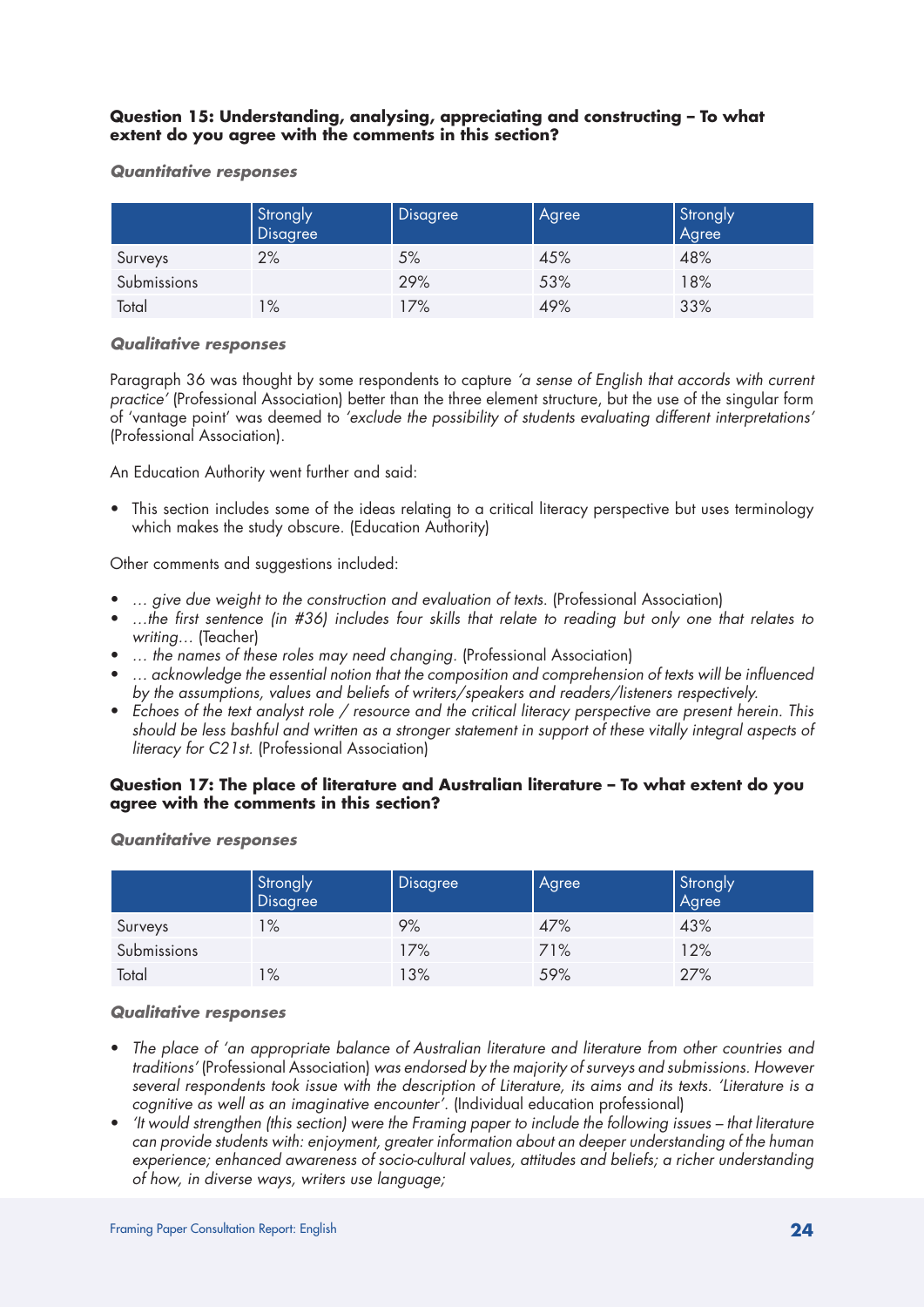**Question 15: Understanding, analysing, appreciating and constructing – To what extent do you agree with the comments in this section?**

***Quantitative responses***

| | Strongly Disagree | Disagree | Agree | Strongly Agree |
|---|---|---|---|---|
| Surveys | 2% | 5% | 45% | 48% |
| Submissions | | 29% | 53% | 18% |
| Total | 1% | 17% | 49% | 33% |

***Qualitative responses***

Paragraph 36 was thought by some respondents to capture *'a sense of English that accords with current practice'* (Professional Association) better than the three element structure, but the use of the singular form of 'vantage point' was deemed to *'exclude the possibility of students evaluating different interpretations'* (Professional Association).

An Education Authority went further and said:

- This section includes some of the ideas relating to a critical literacy perspective but uses terminology which makes the study obscure. (Education Authority)

Other comments and suggestions included:

- *… give due weight to the construction and evaluation of texts.* (Professional Association)
- *…the first sentence (in #36) includes four skills that relate to reading but only one that relates to writing…* (Teacher)
- *… the names of these roles may need changing.* (Professional Association)
- *… acknowledge the essential notion that the composition and comprehension of texts will be influenced by the assumptions, values and beliefs of writers/speakers and readers/listeners respectively.*
- *Echoes of the text analyst role / resource and the critical literacy perspective are present herein. This should be less bashful and written as a stronger statement in support of these vitally integral aspects of literacy for C21st.* (Professional Association)

**Question 17: The place of literature and Australian literature – To what extent do you agree with the comments in this section?**

***Quantitative responses***

| | Strongly Disagree | Disagree | Agree | Strongly Agree |
|---|---|---|---|---|
| Surveys | 1% | 9% | 47% | 43% |
| Submissions | | 17% | 71% | 12% |
| Total | 1% | 13% | 59% | 27% |

***Qualitative responses***

- *The place of 'an appropriate balance of Australian literature and literature from other countries and traditions'* (Professional Association) *was endorsed by the majority of surveys and submissions. However several respondents took issue with the description of Literature, its aims and its texts. 'Literature is a cognitive as well as an imaginative encounter'.* (Individual education professional)
- *'It would strengthen (this section) were the Framing paper to include the following issues – that literature can provide students with: enjoyment, greater information about an deeper understanding of the human experience; enhanced awareness of socio-cultural values, attitudes and beliefs; a richer understanding of how, in diverse ways, writers use language;*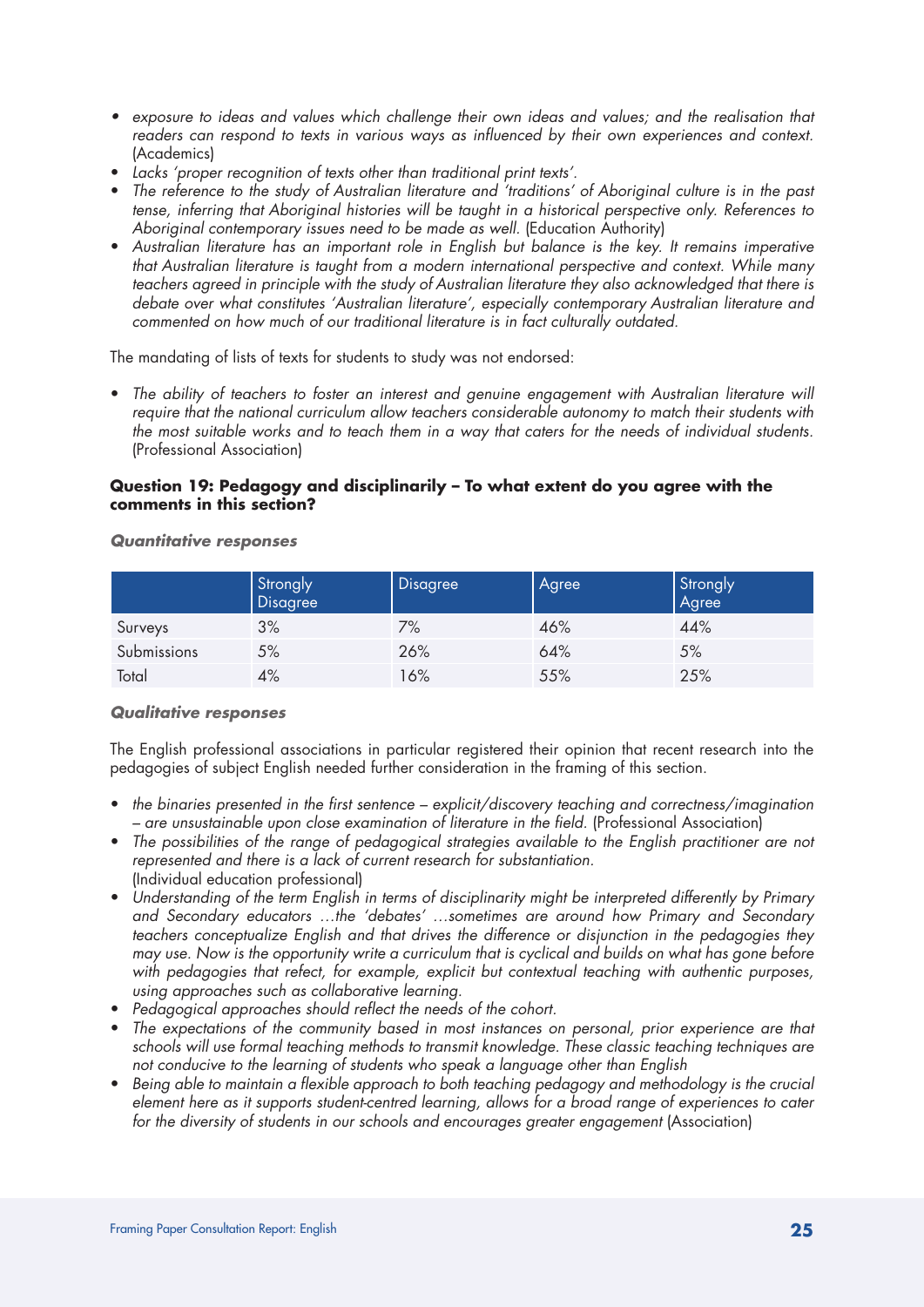- *exposure to ideas and values which challenge their own ideas and values; and the realisation that readers can respond to texts in various ways as influenced by their own experiences and context.* (Academics)
- *Lacks 'proper recognition of texts other than traditional print texts'.*
- *The reference to the study of Australian literature and 'traditions' of Aboriginal culture is in the past tense, inferring that Aboriginal histories will be taught in a historical perspective only. References to Aboriginal contemporary issues need to be made as well.* (Education Authority)
- *Australian literature has an important role in English but balance is the key. It remains imperative that Australian literature is taught from a modern international perspective and context. While many teachers agreed in principle with the study of Australian literature they also acknowledged that there is debate over what constitutes 'Australian literature', especially contemporary Australian literature and commented on how much of our traditional literature is in fact culturally outdated.*

The mandating of lists of texts for students to study was not endorsed:

- *The ability of teachers to foster an interest and genuine engagement with Australian literature will require that the national curriculum allow teachers considerable autonomy to match their students with the most suitable works and to teach them in a way that caters for the needs of individual students.* (Professional Association)

**Question 19: Pedagogy and disciplinarily – To what extent do you agree with the comments in this section?**

***Quantitative responses***

| | Strongly Disagree | Disagree | Agree | Strongly Agree |
|---|---|---|---|---|
| Surveys | 3% | 7% | 46% | 44% |
| Submissions | 5% | 26% | 64% | 5% |
| Total | 4% | 16% | 55% | 25% |

***Qualitative responses***

The English professional associations in particular registered their opinion that recent research into the pedagogies of subject English needed further consideration in the framing of this section.

- *the binaries presented in the first sentence – explicit/discovery teaching and correctness/imagination – are unsustainable upon close examination of literature in the field.* (Professional Association)
- *The possibilities of the range of pedagogical strategies available to the English practitioner are not represented and there is a lack of current research for substantiation.* (Individual education professional)
- *Understanding of the term English in terms of disciplinarity might be interpreted differently by Primary and Secondary educators …the 'debates' …sometimes are around how Primary and Secondary teachers conceptualize English and that drives the difference or disjunction in the pedagogies they may use. Now is the opportunity write a curriculum that is cyclical and builds on what has gone before with pedagogies that refect, for example, explicit but contextual teaching with authentic purposes, using approaches such as collaborative learning.*
- *Pedagogical approaches should reflect the needs of the cohort.*
- *The expectations of the community based in most instances on personal, prior experience are that schools will use formal teaching methods to transmit knowledge. These classic teaching techniques are not conducive to the learning of students who speak a language other than English*
- *Being able to maintain a flexible approach to both teaching pedagogy and methodology is the crucial element here as it supports student-centred learning, allows for a broad range of experiences to cater for the diversity of students in our schools and encourages greater engagement* (Association)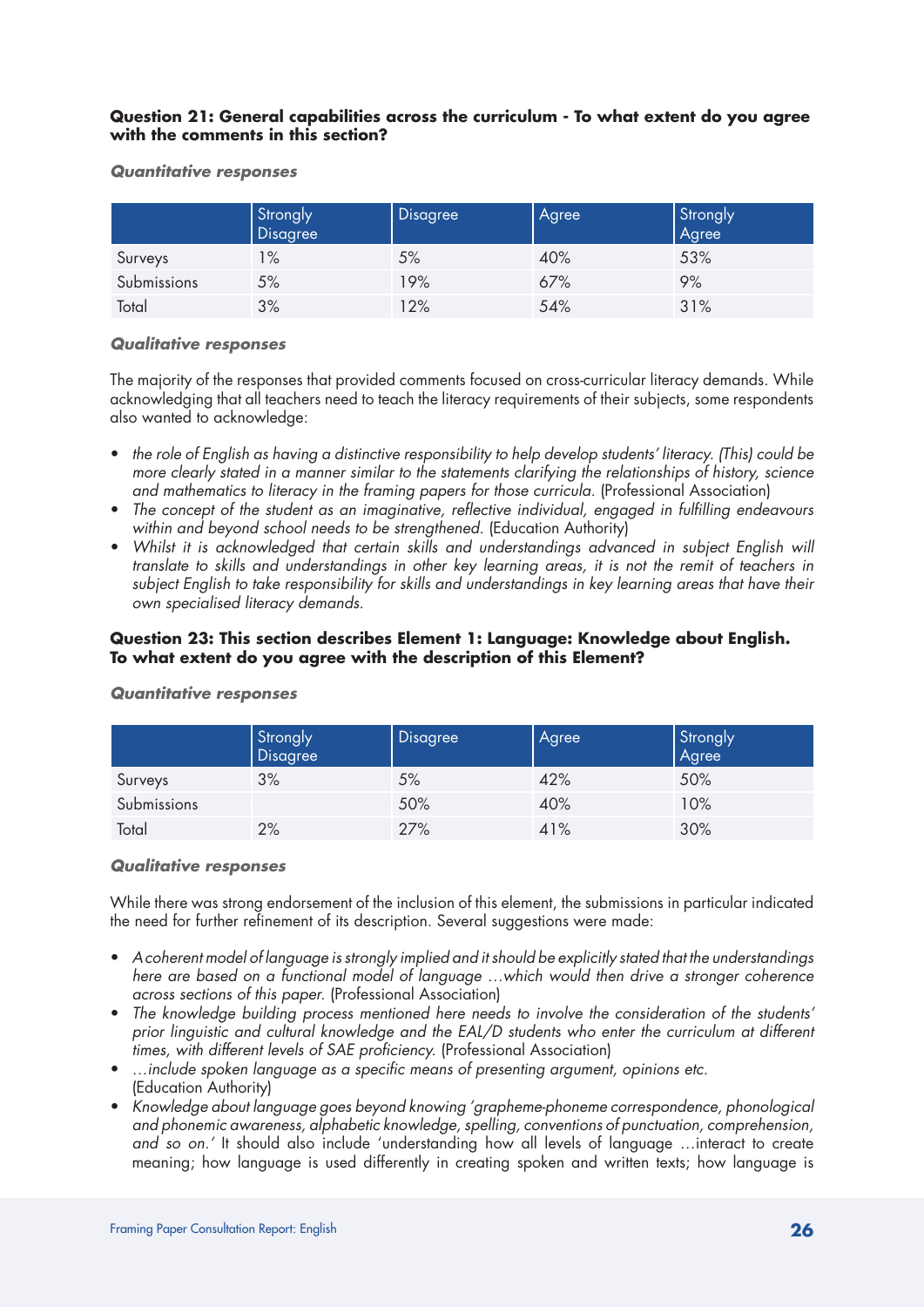**Question 21: General capabilities across the curriculum - To what extent do you agree with the comments in this section?**

***Quantitative responses***

| | Strongly Disagree | Disagree | Agree | Strongly Agree |
|---|---|---|---|---|
| Surveys | 1% | 5% | 40% | 53% |
| Submissions | 5% | 19% | 67% | 9% |
| Total | 3% | 12% | 54% | 31% |

***Qualitative responses***

The majority of the responses that provided comments focused on cross-curricular literacy demands. While acknowledging that all teachers need to teach the literacy requirements of their subjects, some respondents also wanted to acknowledge:

- *the role of English as having a distinctive responsibility to help develop students' literacy. (This) could be more clearly stated in a manner similar to the statements clarifying the relationships of history, science and mathematics to literacy in the framing papers for those curricula.* (Professional Association)
- *The concept of the student as an imaginative, reflective individual, engaged in fulfilling endeavours within and beyond school needs to be strengthened.* (Education Authority)
- *Whilst it is acknowledged that certain skills and understandings advanced in subject English will translate to skills and understandings in other key learning areas, it is not the remit of teachers in subject English to take responsibility for skills and understandings in key learning areas that have their own specialised literacy demands.*

**Question 23: This section describes Element 1: Language: Knowledge about English. To what extent do you agree with the description of this Element?**

***Quantitative responses***

| | Strongly Disagree | Disagree | Agree | Strongly Agree |
|---|---|---|---|---|
| Surveys | 3% | 5% | 42% | 50% |
| Submissions | | 50% | 40% | 10% |
| Total | 2% | 27% | 41% | 30% |

***Qualitative responses***

While there was strong endorsement of the inclusion of this element, the submissions in particular indicated the need for further refinement of its description. Several suggestions were made:

- *A coherent model of language is strongly implied and it should be explicitly stated that the understandings here are based on a functional model of language …which would then drive a stronger coherence across sections of this paper.* (Professional Association)
- *The knowledge building process mentioned here needs to involve the consideration of the students' prior linguistic and cultural knowledge and the EAL/D students who enter the curriculum at different times, with different levels of SAE proficiency.* (Professional Association)
- *…include spoken language as a specific means of presenting argument, opinions etc.* (Education Authority)
- *Knowledge about language goes beyond knowing 'grapheme-phoneme correspondence, phonological and phonemic awareness, alphabetic knowledge, spelling, conventions of punctuation, comprehension, and so on.'* It should also include 'understanding how all levels of language …interact to create meaning; how language is used differently in creating spoken and written texts; how language is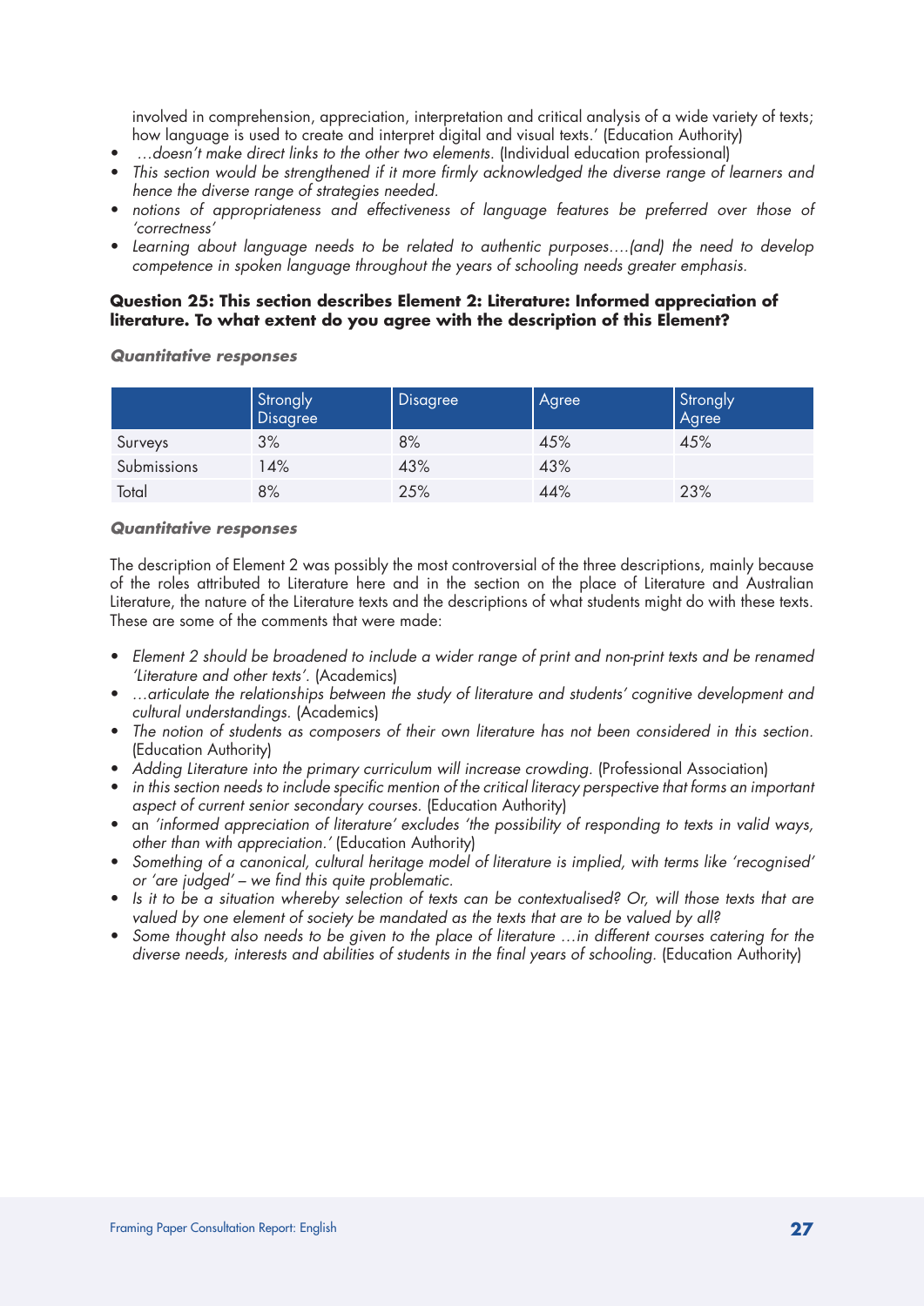involved in comprehension, appreciation, interpretation and critical analysis of a wide variety of texts; how language is used to create and interpret digital and visual texts.' (Education Authority)

- *…doesn't make direct links to the other two elements.* (Individual education professional)
- *This section would be strengthened if it more firmly acknowledged the diverse range of learners and hence the diverse range of strategies needed.*
- *notions of appropriateness and effectiveness of language features be preferred over those of 'correctness'*
- *Learning about language needs to be related to authentic purposes….(and) the need to develop competence in spoken language throughout the years of schooling needs greater emphasis.*

**Question 25: This section describes Element 2: Literature: Informed appreciation of literature. To what extent do you agree with the description of this Element?**

***Quantitative responses***

| | Strongly Disagree | Disagree | Agree | Strongly Agree |
|---|---|---|---|---|
| Surveys | 3% | 8% | 45% | 45% |
| Submissions | 14% | 43% | 43% | |
| Total | 8% | 25% | 44% | 23% |

***Quantitative responses***

The description of Element 2 was possibly the most controversial of the three descriptions, mainly because of the roles attributed to Literature here and in the section on the place of Literature and Australian Literature, the nature of the Literature texts and the descriptions of what students might do with these texts. These are some of the comments that were made:

- *Element 2 should be broadened to include a wider range of print and non-print texts and be renamed 'Literature and other texts'.* (Academics)
- *…articulate the relationships between the study of literature and students' cognitive development and cultural understandings.* (Academics)
- *The notion of students as composers of their own literature has not been considered in this section.* (Education Authority)
- *Adding Literature into the primary curriculum will increase crowding.* (Professional Association)
- *in this section needs to include specific mention of the critical literacy perspective that forms an important aspect of current senior secondary courses.* (Education Authority)
- an *'informed appreciation of literature'* excludes *'the possibility of responding to texts in valid ways, other than with appreciation.'* (Education Authority)
- *Something of a canonical, cultural heritage model of literature is implied, with terms like 'recognised' or 'are judged' – we find this quite problematic.*
- *Is it to be a situation whereby selection of texts can be contextualised? Or, will those texts that are valued by one element of society be mandated as the texts that are to be valued by all?*
- *Some thought also needs to be given to the place of literature …in different courses catering for the diverse needs, interests and abilities of students in the final years of schooling.* (Education Authority)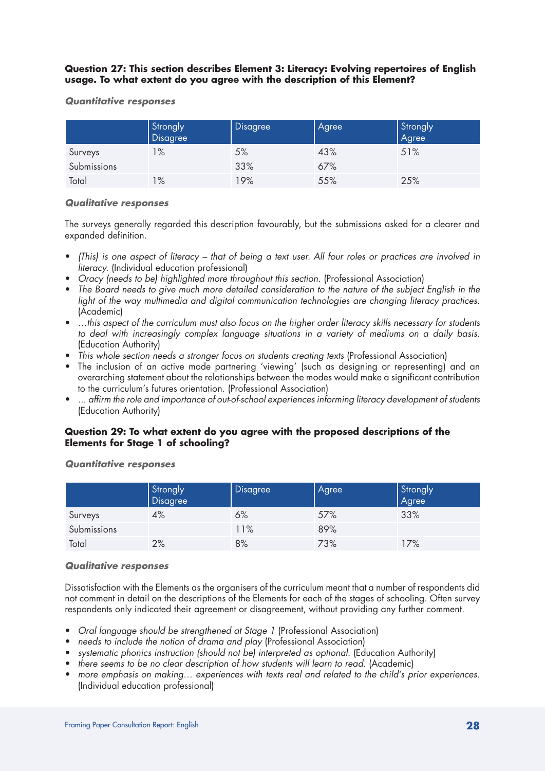**Question 27: This section describes Element 3: Literacy: Evolving repertoires of English usage. To what extent do you agree with the description of this Element?**

***Quantitative responses***

| | Strongly Disagree | Disagree | Agree | Strongly Agree |
|---|---|---|---|---|
| Surveys | 1% | 5% | 43% | 51% |
| Submissions | | 33% | 67% | |
| Total | 1% | 19% | 55% | 25% |

***Qualitative responses***

The surveys generally regarded this description favourably, but the submissions asked for a clearer and expanded definition.

- *(This) is one aspect of literacy – that of being a text user. All four roles or practices are involved in literacy.* (Individual education professional)
- *Oracy (needs to be) highlighted more throughout this section.* (Professional Association)
- *The Board needs to give much more detailed consideration to the nature of the subject English in the light of the way multimedia and digital communication technologies are changing literacy practices.* (Academic)
- *…this aspect of the curriculum must also focus on the higher order literacy skills necessary for students to deal with increasingly complex language situations in a variety of mediums on a daily basis.* (Education Authority)
- *This whole section needs a stronger focus on students creating texts* (Professional Association)
- The inclusion of an active mode partnering 'viewing' (such as designing or representing) and an overarching statement about the relationships between the modes would make a significant contribution to the curriculum's futures orientation. (Professional Association)
- *... affirm the role and importance of out-of-school experiences informing literacy development of students* (Education Authority)

**Question 29: To what extent do you agree with the proposed descriptions of the Elements for Stage 1 of schooling?**

***Quantitative responses***

| | Strongly Disagree | Disagree | Agree | Strongly Agree |
|---|---|---|---|---|
| Surveys | 4% | 6% | 57% | 33% |
| Submissions | | 11% | 89% | |
| Total | 2% | 8% | 73% | 17% |

***Qualitative responses***

Dissatisfaction with the Elements as the organisers of the curriculum meant that a number of respondents did not comment in detail on the descriptions of the Elements for each of the stages of schooling. Often survey respondents only indicated their agreement or disagreement, without providing any further comment.

- *Oral language should be strengthened at Stage 1* (Professional Association)
- *needs to include the notion of drama and play* (Professional Association)
- *systematic phonics instruction (should not be) interpreted as optional.* (Education Authority)
- *there seems to be no clear description of how students will learn to read.* (Academic)
- *more emphasis on making… experiences with texts real and related to the child's prior experiences.* (Individual education professional)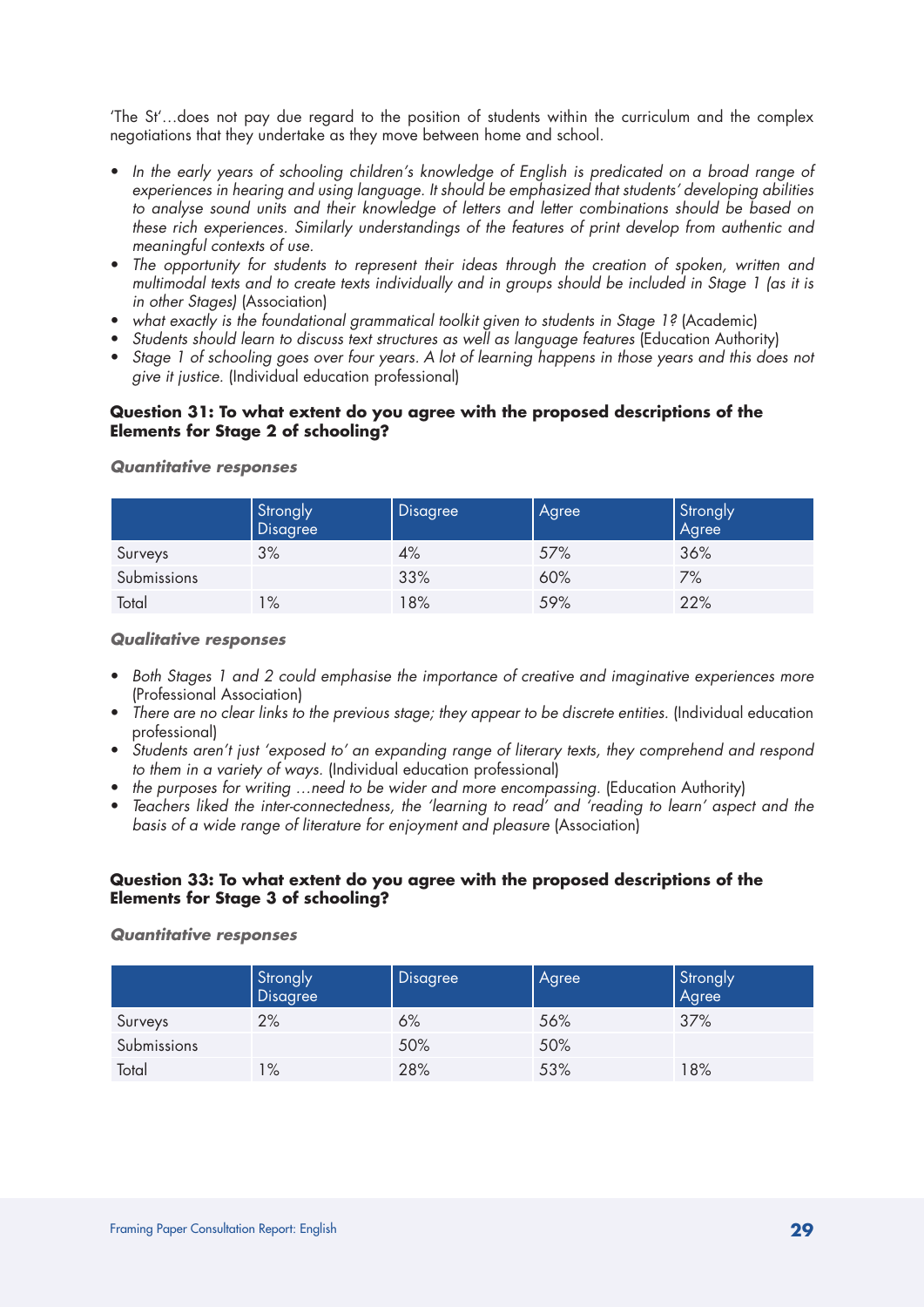'The St'…does not pay due regard to the position of students within the curriculum and the complex negotiations that they undertake as they move between home and school.

- *In the early years of schooling children's knowledge of English is predicated on a broad range of experiences in hearing and using language. It should be emphasized that students' developing abilities to analyse sound units and their knowledge of letters and letter combinations should be based on these rich experiences. Similarly understandings of the features of print develop from authentic and meaningful contexts of use.*
- *The opportunity for students to represent their ideas through the creation of spoken, written and multimodal texts and to create texts individually and in groups should be included in Stage 1 (as it is in other Stages)* (Association)
- *what exactly is the foundational grammatical toolkit given to students in Stage 1?* (Academic)
- *Students should learn to discuss text structures as well as language features* (Education Authority)
- *Stage 1 of schooling goes over four years. A lot of learning happens in those years and this does not give it justice.* (Individual education professional)

**Question 31: To what extent do you agree with the proposed descriptions of the Elements for Stage 2 of schooling?**

***Quantitative responses***

| | Strongly Disagree | Disagree | Agree | Strongly Agree |
|---|---|---|---|---|
| Surveys | 3% | 4% | 57% | 36% |
| Submissions | | 33% | 60% | 7% |
| Total | 1% | 18% | 59% | 22% |

***Qualitative responses***

- *Both Stages 1 and 2 could emphasise the importance of creative and imaginative experiences more* (Professional Association)
- *There are no clear links to the previous stage; they appear to be discrete entities.* (Individual education professional)
- *Students aren't just 'exposed to' an expanding range of literary texts, they comprehend and respond to them in a variety of ways.* (Individual education professional)
- *the purposes for writing …need to be wider and more encompassing.* (Education Authority)
- *Teachers liked the inter-connectedness, the 'learning to read' and 'reading to learn' aspect and the basis of a wide range of literature for enjoyment and pleasure* (Association)

**Question 33: To what extent do you agree with the proposed descriptions of the Elements for Stage 3 of schooling?**

***Quantitative responses***

| | Strongly Disagree | Disagree | Agree | Strongly Agree |
|---|---|---|---|---|
| Surveys | 2% | 6% | 56% | 37% |
| Submissions | | 50% | 50% | |
| Total | 1% | 28% | 53% | 18% |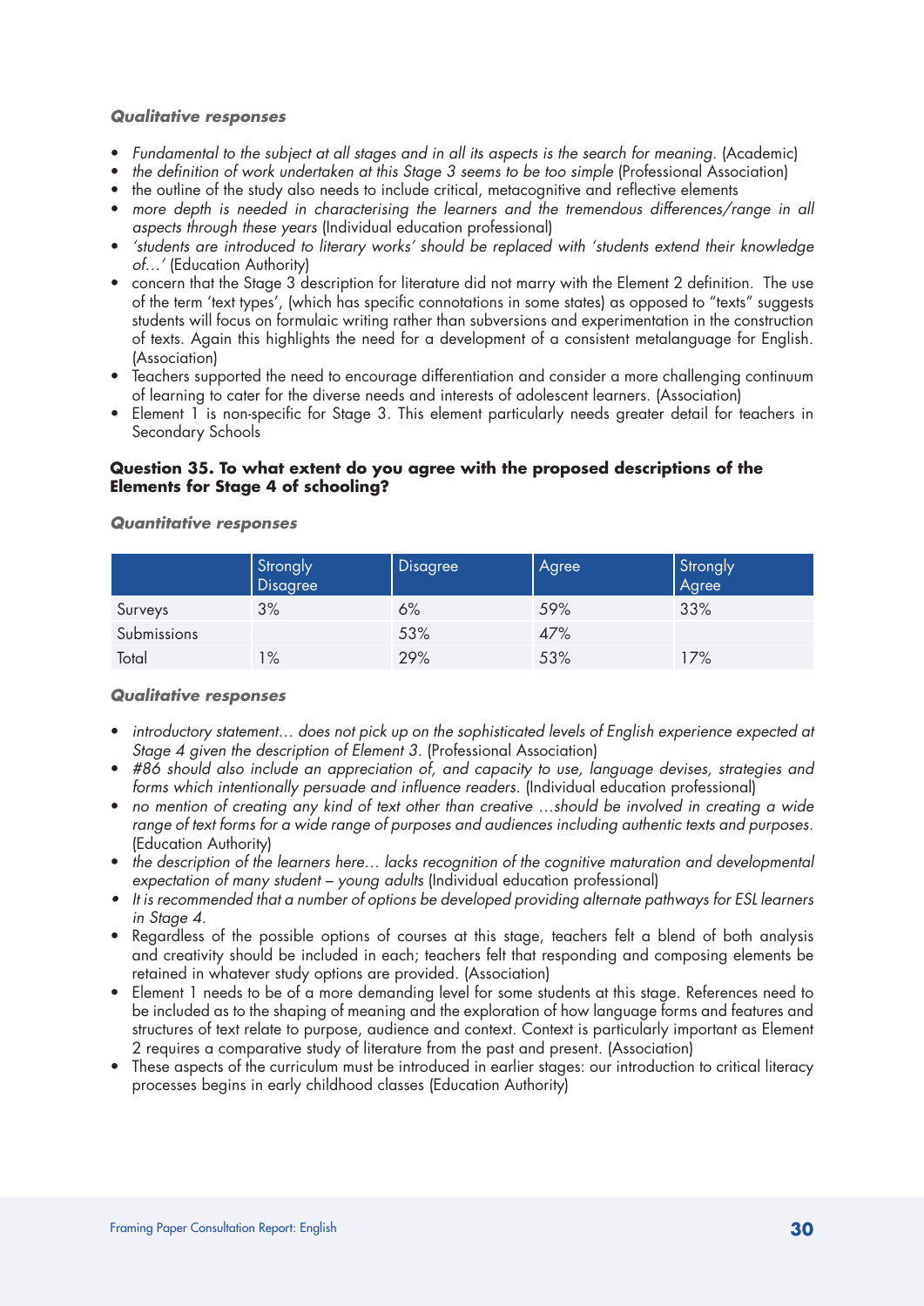***Qualitative responses***

- *Fundamental to the subject at all stages and in all its aspects is the search for meaning.* (Academic)
- *the definition of work undertaken at this Stage 3 seems to be too simple* (Professional Association)
- the outline of the study also needs to include critical, metacognitive and reflective elements
- *more depth is needed in characterising the learners and the tremendous differences/range in all aspects through these years* (Individual education professional)
- *'students are introduced to literary works' should be replaced with 'students extend their knowledge of…'* (Education Authority)
- concern that the Stage 3 description for literature did not marry with the Element 2 definition. The use of the term 'text types', (which has specific connotations in some states) as opposed to "texts" suggests students will focus on formulaic writing rather than subversions and experimentation in the construction of texts. Again this highlights the need for a development of a consistent metalanguage for English. (Association)
- Teachers supported the need to encourage differentiation and consider a more challenging continuum of learning to cater for the diverse needs and interests of adolescent learners. (Association)
- Element 1 is non-specific for Stage 3. This element particularly needs greater detail for teachers in Secondary Schools

**Question 35. To what extent do you agree with the proposed descriptions of the Elements for Stage 4 of schooling?**

***Quantitative responses***

| | Strongly Disagree | Disagree | Agree | Strongly Agree |
|---|---|---|---|---|
| Surveys | 3% | 6% | 59% | 33% |
| Submissions | | 53% | 47% | |
| Total | 1% | 29% | 53% | 17% |

***Qualitative responses***

- *introductory statement… does not pick up on the sophisticated levels of English experience expected at Stage 4 given the description of Element 3.* (Professional Association)
- *#86 should also include an appreciation of, and capacity to use, language devises, strategies and forms which intentionally persuade and influence readers.* (Individual education professional)
- *no mention of creating any kind of text other than creative …should be involved in creating a wide range of text forms for a wide range of purposes and audiences including authentic texts and purposes.* (Education Authority)
- *the description of the learners here… lacks recognition of the cognitive maturation and developmental expectation of many student – young adults* (Individual education professional)
- *It is recommended that a number of options be developed providing alternate pathways for ESL learners in Stage 4.*
- Regardless of the possible options of courses at this stage, teachers felt a blend of both analysis and creativity should be included in each; teachers felt that responding and composing elements be retained in whatever study options are provided. (Association)
- Element 1 needs to be of a more demanding level for some students at this stage. References need to be included as to the shaping of meaning and the exploration of how language forms and features and structures of text relate to purpose, audience and context. Context is particularly important as Element 2 requires a comparative study of literature from the past and present. (Association)
- These aspects of the curriculum must be introduced in earlier stages: our introduction to critical literacy processes begins in early childhood classes (Education Authority)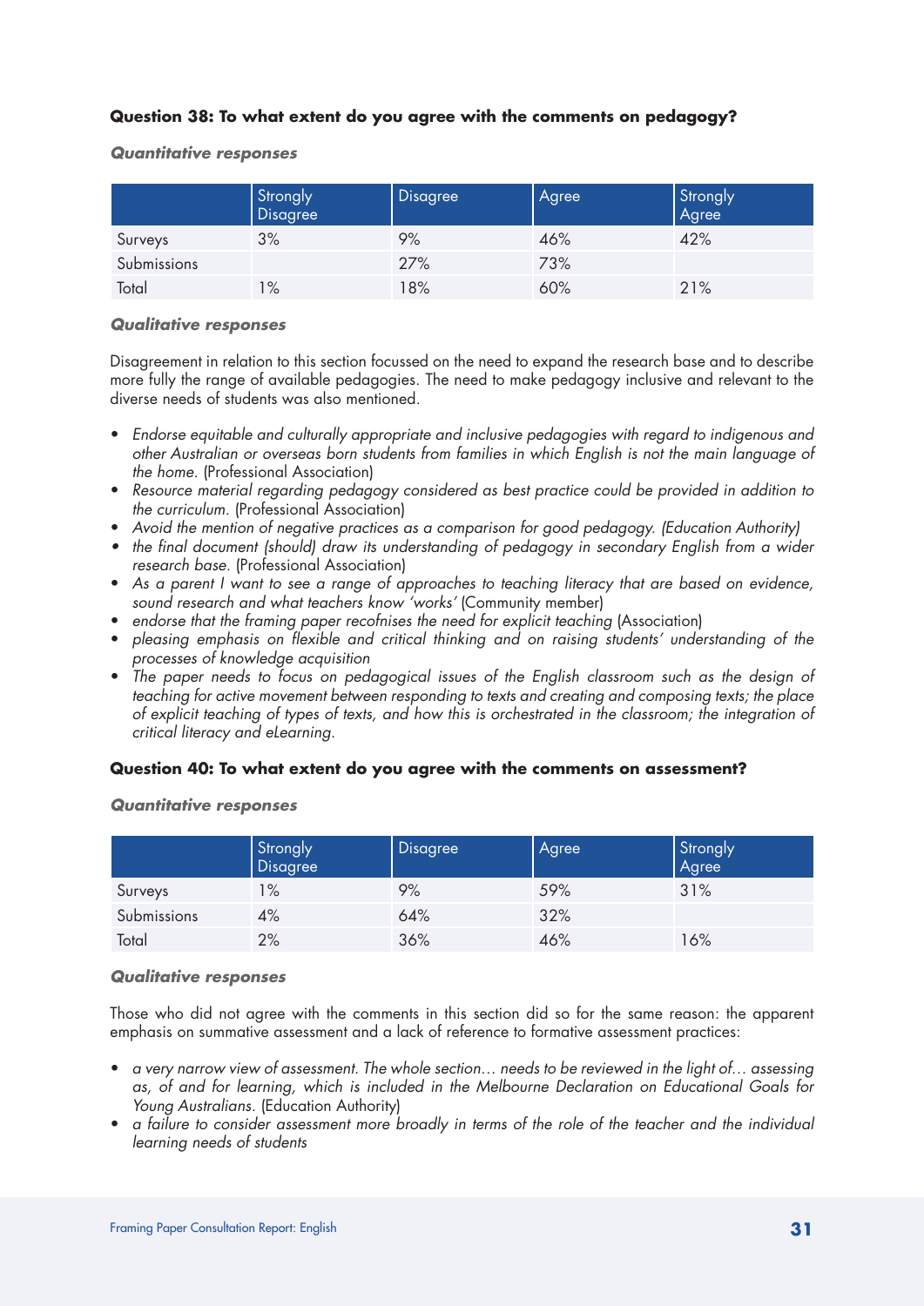**Question 38: To what extent do you agree with the comments on pedagogy?**

***Quantitative responses***

| | Strongly Disagree | Disagree | Agree | Strongly Agree |
|---|---|---|---|---|
| Surveys | 3% | 9% | 46% | 42% |
| Submissions | | 27% | 73% | |
| Total | 1% | 18% | 60% | 21% |

***Qualitative responses***

Disagreement in relation to this section focussed on the need to expand the research base and to describe more fully the range of available pedagogies. The need to make pedagogy inclusive and relevant to the diverse needs of students was also mentioned.

- *Endorse equitable and culturally appropriate and inclusive pedagogies with regard to indigenous and other Australian or overseas born students from families in which English is not the main language of the home.* (Professional Association)
- *Resource material regarding pedagogy considered as best practice could be provided in addition to the curriculum.* (Professional Association)
- *Avoid the mention of negative practices as a comparison for good pedagogy. (Education Authority)*
- *the final document (should) draw its understanding of pedagogy in secondary English from a wider research base.* (Professional Association)
- *As a parent I want to see a range of approaches to teaching literacy that are based on evidence, sound research and what teachers know 'works'* (Community member)
- *endorse that the framing paper recofnises the need for explicit teaching* (Association)
- *pleasing emphasis on flexible and critical thinking and on raising students' understanding of the processes of knowledge acquisition*
- *The paper needs to focus on pedagogical issues of the English classroom such as the design of teaching for active movement between responding to texts and creating and composing texts; the place of explicit teaching of types of texts, and how this is orchestrated in the classroom; the integration of critical literacy and eLearning.*

**Question 40: To what extent do you agree with the comments on assessment?**

***Quantitative responses***

| | Strongly Disagree | Disagree | Agree | Strongly Agree |
|---|---|---|---|---|
| Surveys | 1% | 9% | 59% | 31% |
| Submissions | 4% | 64% | 32% | |
| Total | 2% | 36% | 46% | 16% |

***Qualitative responses***

Those who did not agree with the comments in this section did so for the same reason: the apparent emphasis on summative assessment and a lack of reference to formative assessment practices:

- *a very narrow view of assessment. The whole section… needs to be reviewed in the light of… assessing as, of and for learning, which is included in the Melbourne Declaration on Educational Goals for Young Australians.* (Education Authority)
- *a failure to consider assessment more broadly in terms of the role of the teacher and the individual learning needs of students*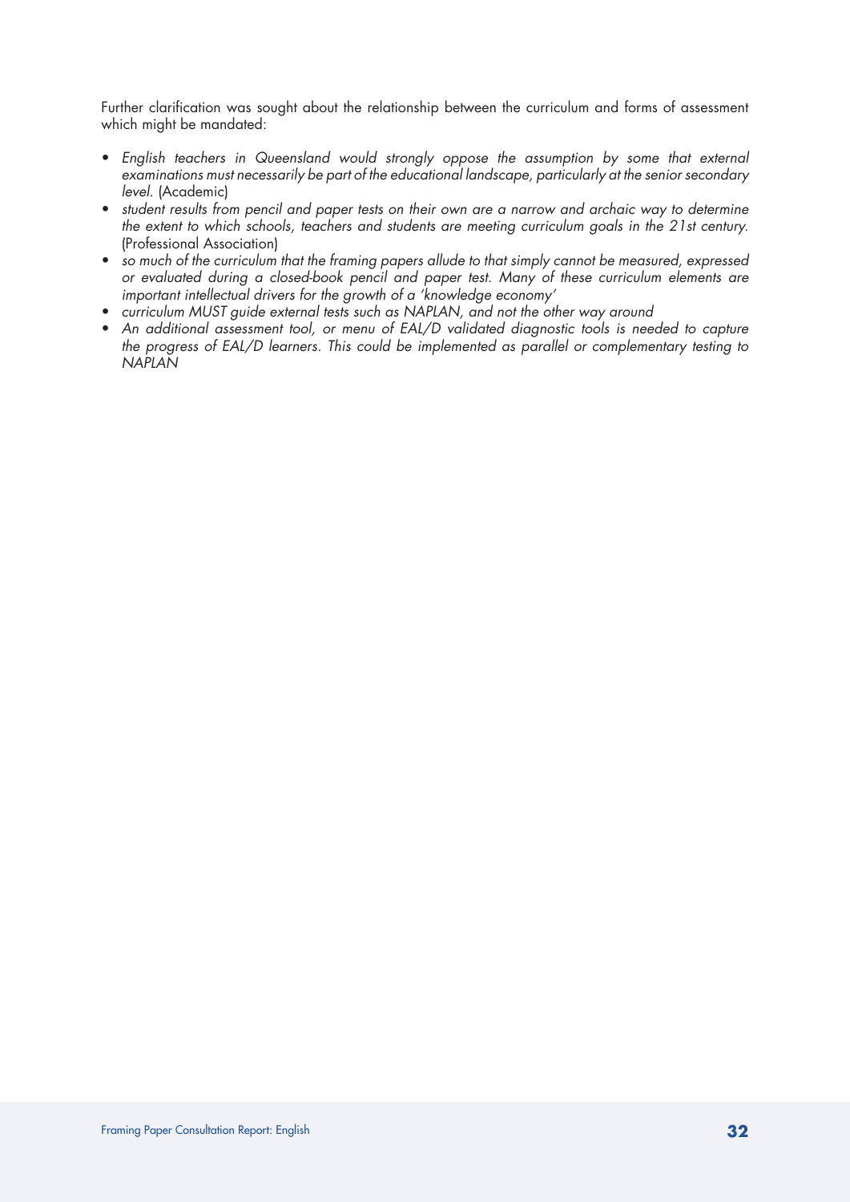Further clarification was sought about the relationship between the curriculum and forms of assessment which might be mandated:

- *English teachers in Queensland would strongly oppose the assumption by some that external examinations must necessarily be part of the educational landscape, particularly at the senior secondary level.* (Academic)
- *student results from pencil and paper tests on their own are a narrow and archaic way to determine the extent to which schools, teachers and students are meeting curriculum goals in the 21st century.* (Professional Association)
- *so much of the curriculum that the framing papers allude to that simply cannot be measured, expressed or evaluated during a closed-book pencil and paper test. Many of these curriculum elements are important intellectual drivers for the growth of a 'knowledge economy'*
- *curriculum MUST guide external tests such as NAPLAN, and not the other way around*
- *An additional assessment tool, or menu of EAL/D validated diagnostic tools is needed to capture the progress of EAL/D learners. This could be implemented as parallel or complementary testing to NAPLAN*